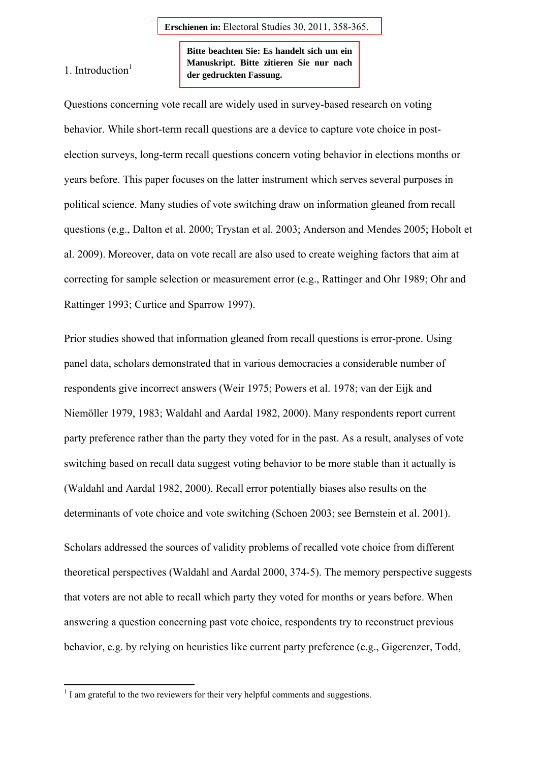**Erschienen in:** Electoral Studies 30, 2011, 358-365.

**Bitte beachten Sie: Es handelt sich um ein Manuskript. Bitte zitieren Sie nur nach der gedruckten Fassung.**

## 1. Introduction[1]

Questions concerning vote recall are widely used in survey-based research on voting behavior. While short-term recall questions are a device to capture vote choice in post-election surveys, long-term recall questions concern voting behavior in elections months or years before. This paper focuses on the latter instrument which serves several purposes in political science. Many studies of vote switching draw on information gleaned from recall questions (e.g., Dalton et al. 2000; Trystan et al. 2003; Anderson and Mendes 2005; Hobolt et al. 2009). Moreover, data on vote recall are also used to create weighing factors that aim at correcting for sample selection or measurement error (e.g., Rattinger and Ohr 1989; Ohr and Rattinger 1993; Curtice and Sparrow 1997).

Prior studies showed that information gleaned from recall questions is error-prone. Using panel data, scholars demonstrated that in various democracies a considerable number of respondents give incorrect answers (Weir 1975; Powers et al. 1978; van der Eijk and Niemöller 1979, 1983; Waldahl and Aardal 1982, 2000). Many respondents report current party preference rather than the party they voted for in the past. As a result, analyses of vote switching based on recall data suggest voting behavior to be more stable than it actually is (Waldahl and Aardal 1982, 2000). Recall error potentially biases also results on the determinants of vote choice and vote switching (Schoen 2003; see Bernstein et al. 2001).

Scholars addressed the sources of validity problems of recalled vote choice from different theoretical perspectives (Waldahl and Aardal 2000, 374-5). The memory perspective suggests that voters are not able to recall which party they voted for months or years before. When answering a question concerning past vote choice, respondents try to reconstruct previous behavior, e.g. by relying on heuristics like current party preference (e.g., Gigerenzer, Todd,

[1] I am grateful to the two reviewers for their very helpful comments and suggestions.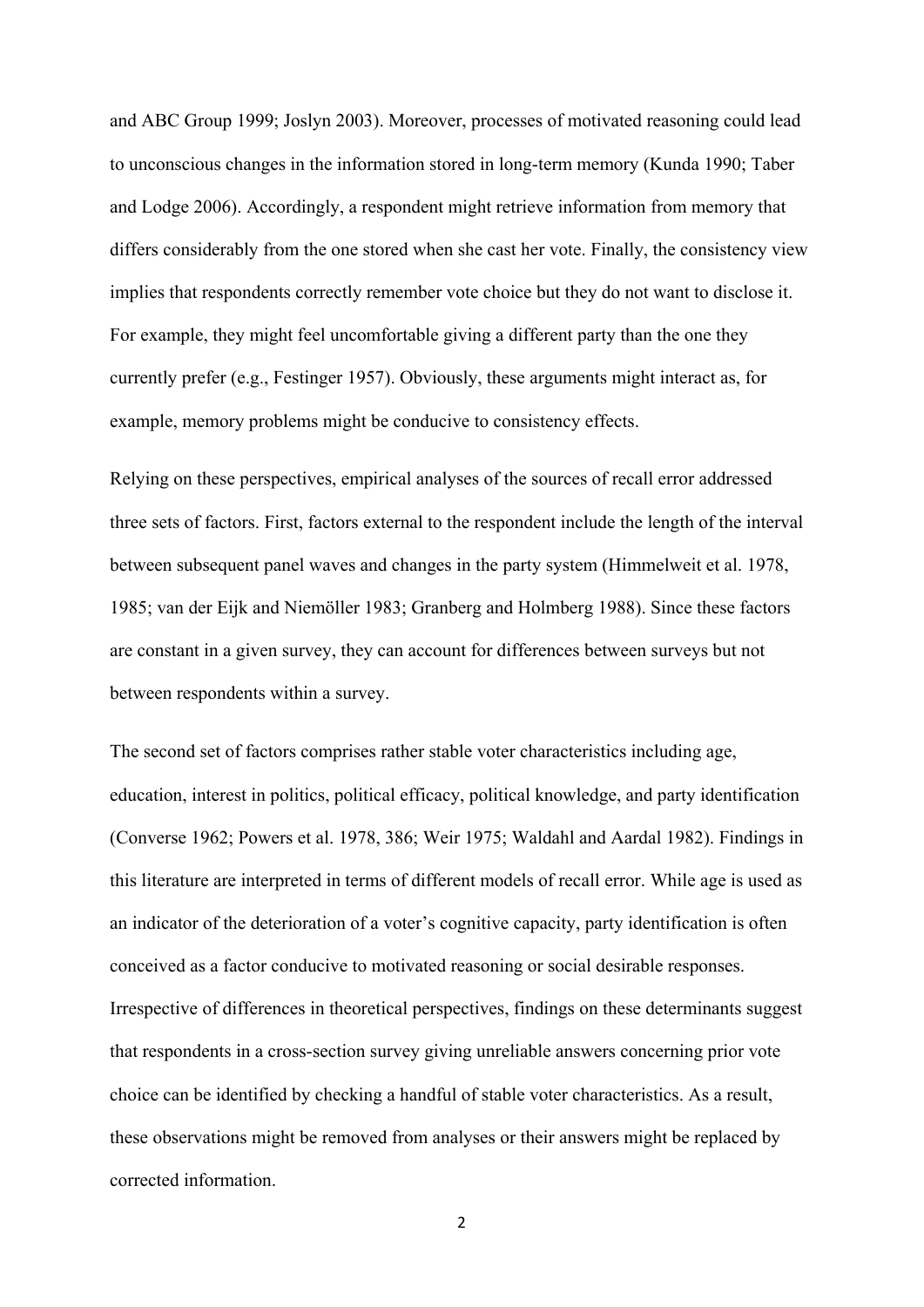and ABC Group 1999; Joslyn 2003). Moreover, processes of motivated reasoning could lead to unconscious changes in the information stored in long-term memory (Kunda 1990; Taber and Lodge 2006). Accordingly, a respondent might retrieve information from memory that differs considerably from the one stored when she cast her vote. Finally, the consistency view implies that respondents correctly remember vote choice but they do not want to disclose it. For example, they might feel uncomfortable giving a different party than the one they currently prefer (e.g., Festinger 1957). Obviously, these arguments might interact as, for example, memory problems might be conducive to consistency effects.

Relying on these perspectives, empirical analyses of the sources of recall error addressed three sets of factors. First, factors external to the respondent include the length of the interval between subsequent panel waves and changes in the party system (Himmelweit et al. 1978, 1985; van der Eijk and Niemöller 1983; Granberg and Holmberg 1988). Since these factors are constant in a given survey, they can account for differences between surveys but not between respondents within a survey.

The second set of factors comprises rather stable voter characteristics including age, education, interest in politics, political efficacy, political knowledge, and party identification (Converse 1962; Powers et al. 1978, 386; Weir 1975; Waldahl and Aardal 1982). Findings in this literature are interpreted in terms of different models of recall error. While age is used as an indicator of the deterioration of a voter's cognitive capacity, party identification is often conceived as a factor conducive to motivated reasoning or social desirable responses. Irrespective of differences in theoretical perspectives, findings on these determinants suggest that respondents in a cross-section survey giving unreliable answers concerning prior vote choice can be identified by checking a handful of stable voter characteristics. As a result, these observations might be removed from analyses or their answers might be replaced by corrected information.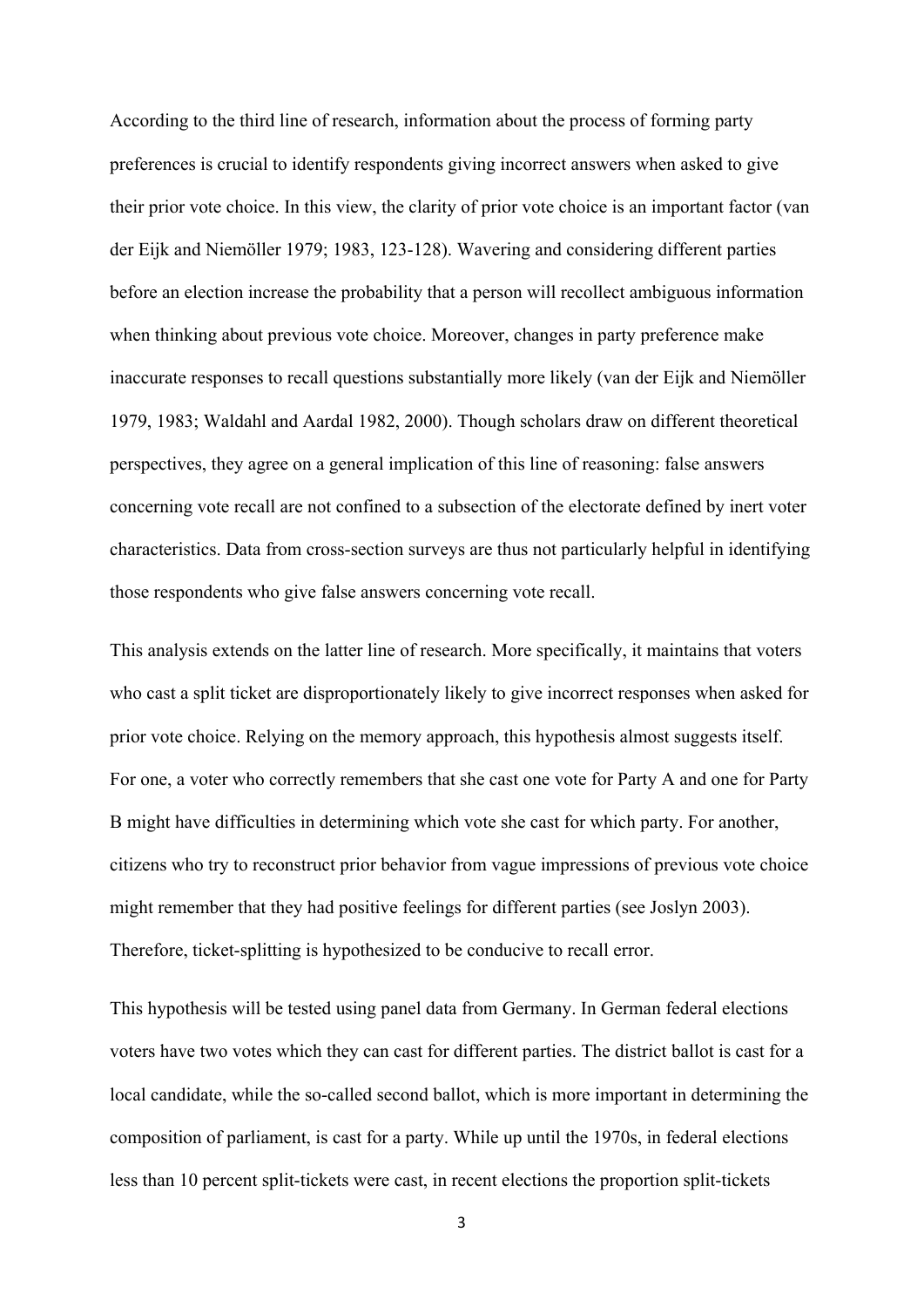According to the third line of research, information about the process of forming party preferences is crucial to identify respondents giving incorrect answers when asked to give their prior vote choice. In this view, the clarity of prior vote choice is an important factor (van der Eijk and Niemöller 1979; 1983, 123-128). Wavering and considering different parties before an election increase the probability that a person will recollect ambiguous information when thinking about previous vote choice. Moreover, changes in party preference make inaccurate responses to recall questions substantially more likely (van der Eijk and Niemöller 1979, 1983; Waldahl and Aardal 1982, 2000). Though scholars draw on different theoretical perspectives, they agree on a general implication of this line of reasoning: false answers concerning vote recall are not confined to a subsection of the electorate defined by inert voter characteristics. Data from cross-section surveys are thus not particularly helpful in identifying those respondents who give false answers concerning vote recall.

This analysis extends on the latter line of research. More specifically, it maintains that voters who cast a split ticket are disproportionately likely to give incorrect responses when asked for prior vote choice. Relying on the memory approach, this hypothesis almost suggests itself. For one, a voter who correctly remembers that she cast one vote for Party A and one for Party B might have difficulties in determining which vote she cast for which party. For another, citizens who try to reconstruct prior behavior from vague impressions of previous vote choice might remember that they had positive feelings for different parties (see Joslyn 2003). Therefore, ticket-splitting is hypothesized to be conducive to recall error.

This hypothesis will be tested using panel data from Germany. In German federal elections voters have two votes which they can cast for different parties. The district ballot is cast for a local candidate, while the so-called second ballot, which is more important in determining the composition of parliament, is cast for a party. While up until the 1970s, in federal elections less than 10 percent split-tickets were cast, in recent elections the proportion split-tickets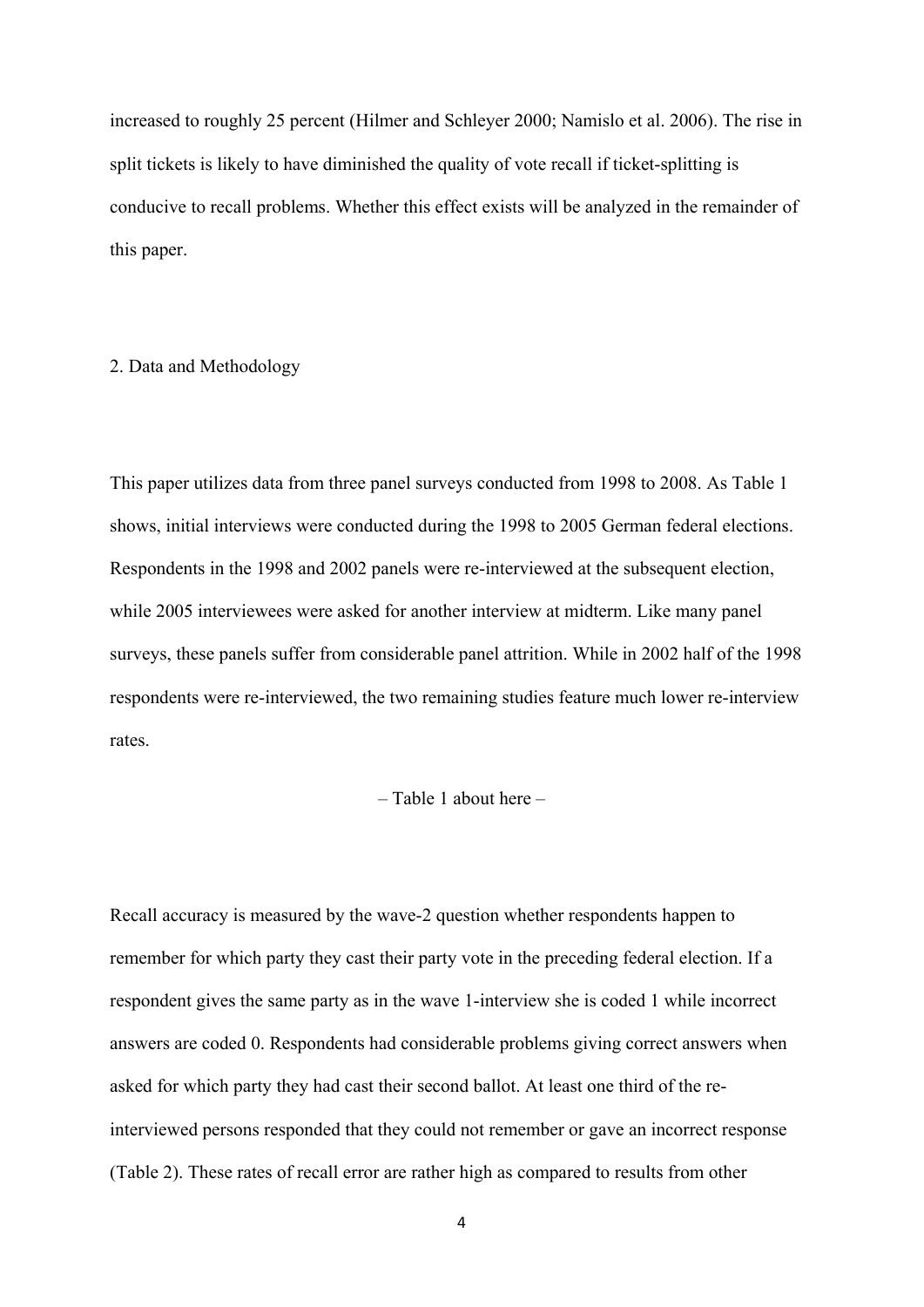increased to roughly 25 percent (Hilmer and Schleyer 2000; Namislo et al. 2006). The rise in split tickets is likely to have diminished the quality of vote recall if ticket-splitting is conducive to recall problems. Whether this effect exists will be analyzed in the remainder of this paper.

## 2. Data and Methodology

This paper utilizes data from three panel surveys conducted from 1998 to 2008. As Table 1 shows, initial interviews were conducted during the 1998 to 2005 German federal elections. Respondents in the 1998 and 2002 panels were re-interviewed at the subsequent election, while 2005 interviewees were asked for another interview at midterm. Like many panel surveys, these panels suffer from considerable panel attrition. While in 2002 half of the 1998 respondents were re-interviewed, the two remaining studies feature much lower re-interview rates.

– Table 1 about here –

Recall accuracy is measured by the wave-2 question whether respondents happen to remember for which party they cast their party vote in the preceding federal election. If a respondent gives the same party as in the wave 1-interview she is coded 1 while incorrect answers are coded 0. Respondents had considerable problems giving correct answers when asked for which party they had cast their second ballot. At least one third of the re-interviewed persons responded that they could not remember or gave an incorrect response (Table 2). These rates of recall error are rather high as compared to results from other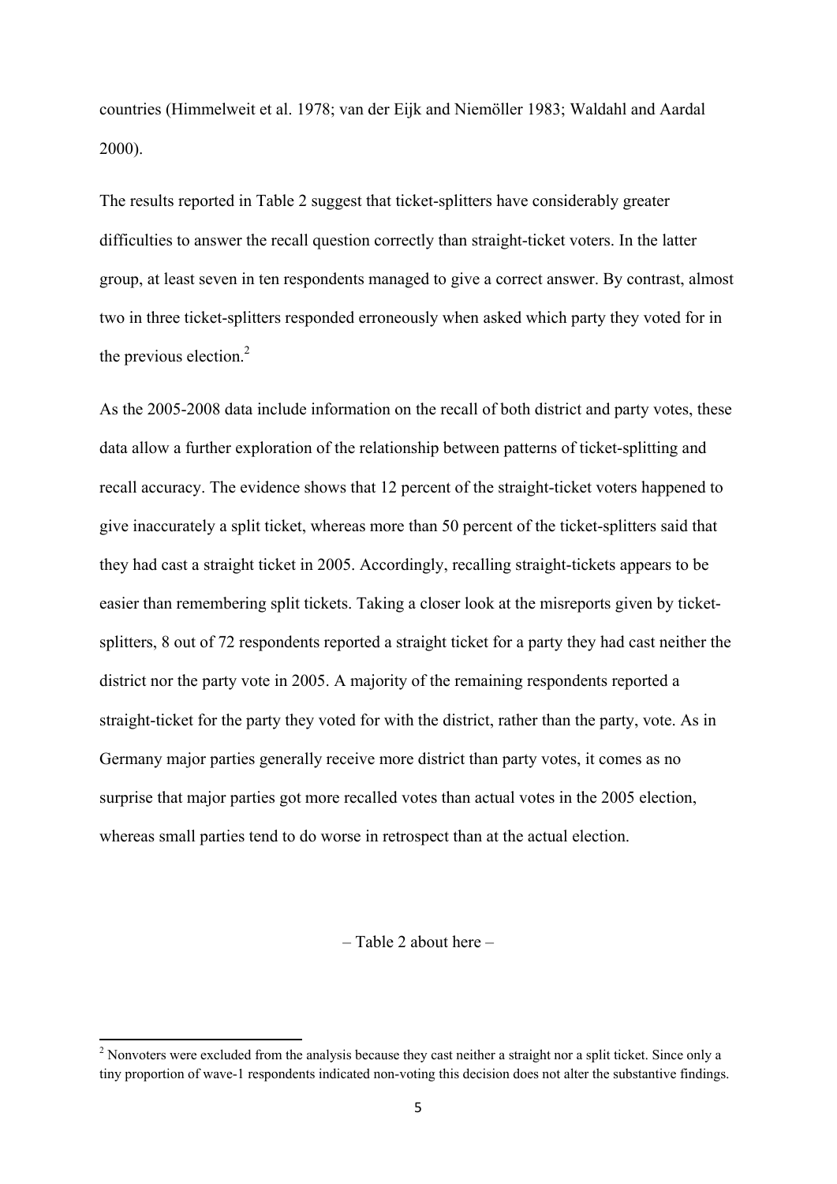countries (Himmelweit et al. 1978; van der Eijk and Niemöller 1983; Waldahl and Aardal 2000).

The results reported in Table 2 suggest that ticket-splitters have considerably greater difficulties to answer the recall question correctly than straight-ticket voters. In the latter group, at least seven in ten respondents managed to give a correct answer. By contrast, almost two in three ticket-splitters responded erroneously when asked which party they voted for in the previous election.[2]

As the 2005-2008 data include information on the recall of both district and party votes, these data allow a further exploration of the relationship between patterns of ticket-splitting and recall accuracy. The evidence shows that 12 percent of the straight-ticket voters happened to give inaccurately a split ticket, whereas more than 50 percent of the ticket-splitters said that they had cast a straight ticket in 2005. Accordingly, recalling straight-tickets appears to be easier than remembering split tickets. Taking a closer look at the misreports given by ticket-splitters, 8 out of 72 respondents reported a straight ticket for a party they had cast neither the district nor the party vote in 2005. A majority of the remaining respondents reported a straight-ticket for the party they voted for with the district, rather than the party, vote. As in Germany major parties generally receive more district than party votes, it comes as no surprise that major parties got more recalled votes than actual votes in the 2005 election, whereas small parties tend to do worse in retrospect than at the actual election.

– Table 2 about here –

[2] Nonvoters were excluded from the analysis because they cast neither a straight nor a split ticket. Since only a tiny proportion of wave-1 respondents indicated non-voting this decision does not alter the substantive findings.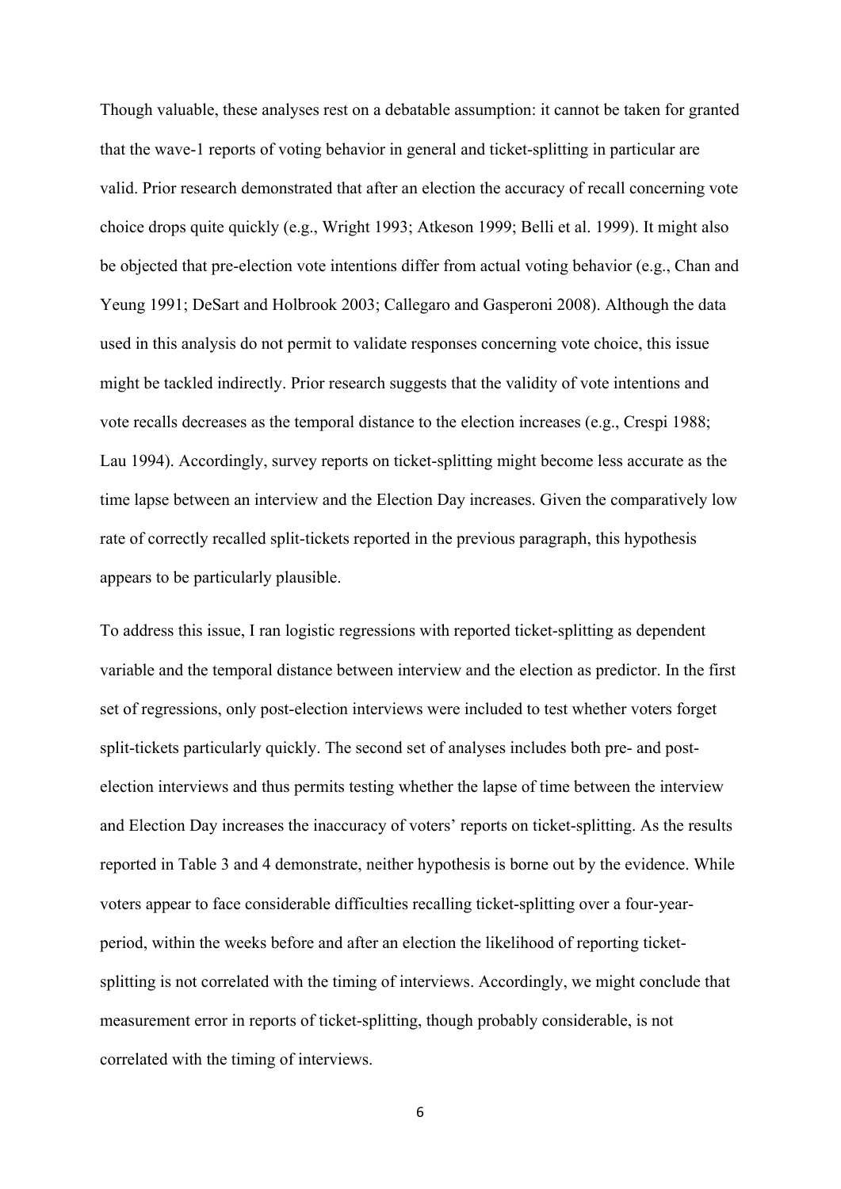Though valuable, these analyses rest on a debatable assumption: it cannot be taken for granted that the wave-1 reports of voting behavior in general and ticket-splitting in particular are valid. Prior research demonstrated that after an election the accuracy of recall concerning vote choice drops quite quickly (e.g., Wright 1993; Atkeson 1999; Belli et al. 1999). It might also be objected that pre-election vote intentions differ from actual voting behavior (e.g., Chan and Yeung 1991; DeSart and Holbrook 2003; Callegaro and Gasperoni 2008). Although the data used in this analysis do not permit to validate responses concerning vote choice, this issue might be tackled indirectly. Prior research suggests that the validity of vote intentions and vote recalls decreases as the temporal distance to the election increases (e.g., Crespi 1988; Lau 1994). Accordingly, survey reports on ticket-splitting might become less accurate as the time lapse between an interview and the Election Day increases. Given the comparatively low rate of correctly recalled split-tickets reported in the previous paragraph, this hypothesis appears to be particularly plausible.

To address this issue, I ran logistic regressions with reported ticket-splitting as dependent variable and the temporal distance between interview and the election as predictor. In the first set of regressions, only post-election interviews were included to test whether voters forget split-tickets particularly quickly. The second set of analyses includes both pre- and post-election interviews and thus permits testing whether the lapse of time between the interview and Election Day increases the inaccuracy of voters' reports on ticket-splitting. As the results reported in Table 3 and 4 demonstrate, neither hypothesis is borne out by the evidence. While voters appear to face considerable difficulties recalling ticket-splitting over a four-year-period, within the weeks before and after an election the likelihood of reporting ticket-splitting is not correlated with the timing of interviews. Accordingly, we might conclude that measurement error in reports of ticket-splitting, though probably considerable, is not correlated with the timing of interviews.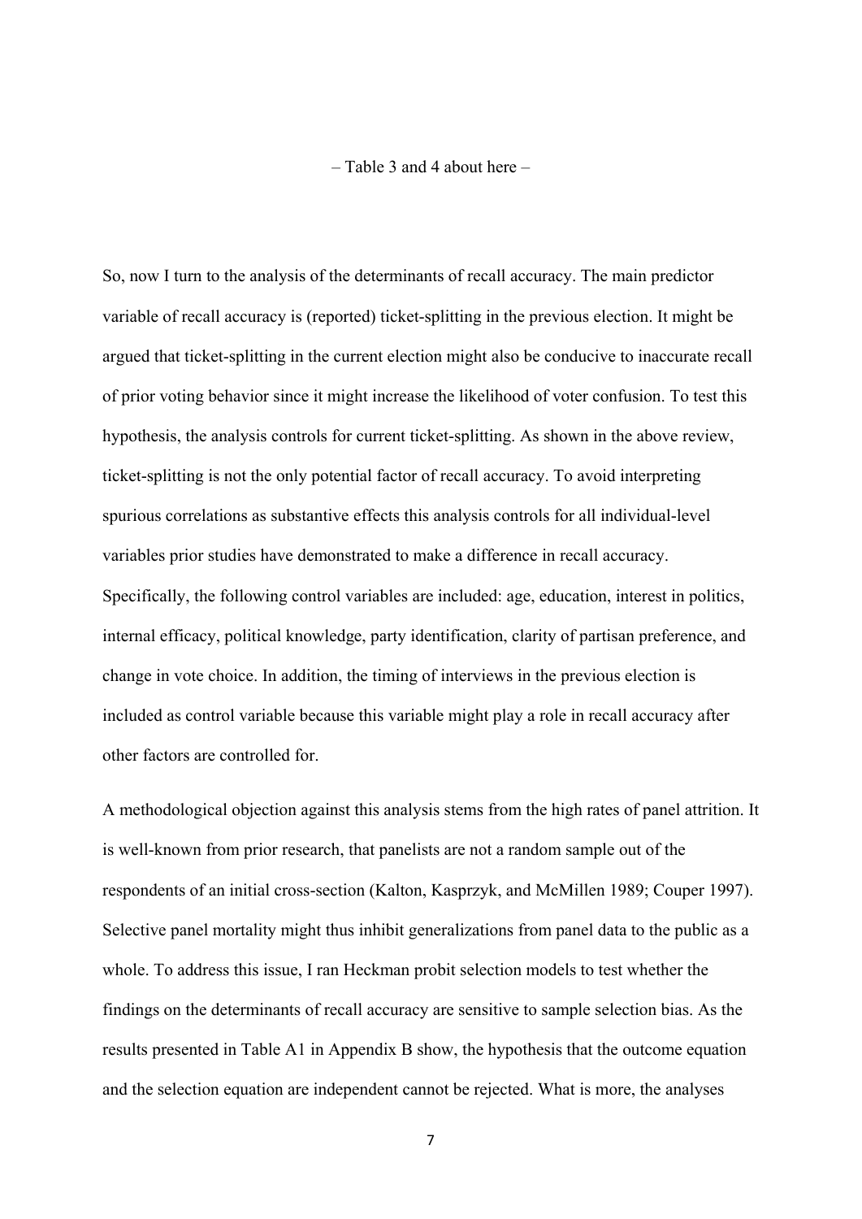– Table 3 and 4 about here –

So, now I turn to the analysis of the determinants of recall accuracy. The main predictor variable of recall accuracy is (reported) ticket-splitting in the previous election. It might be argued that ticket-splitting in the current election might also be conducive to inaccurate recall of prior voting behavior since it might increase the likelihood of voter confusion. To test this hypothesis, the analysis controls for current ticket-splitting. As shown in the above review, ticket-splitting is not the only potential factor of recall accuracy. To avoid interpreting spurious correlations as substantive effects this analysis controls for all individual-level variables prior studies have demonstrated to make a difference in recall accuracy. Specifically, the following control variables are included: age, education, interest in politics, internal efficacy, political knowledge, party identification, clarity of partisan preference, and change in vote choice. In addition, the timing of interviews in the previous election is included as control variable because this variable might play a role in recall accuracy after other factors are controlled for.

A methodological objection against this analysis stems from the high rates of panel attrition. It is well-known from prior research, that panelists are not a random sample out of the respondents of an initial cross-section (Kalton, Kasprzyk, and McMillen 1989; Couper 1997). Selective panel mortality might thus inhibit generalizations from panel data to the public as a whole. To address this issue, I ran Heckman probit selection models to test whether the findings on the determinants of recall accuracy are sensitive to sample selection bias. As the results presented in Table A1 in Appendix B show, the hypothesis that the outcome equation and the selection equation are independent cannot be rejected. What is more, the analyses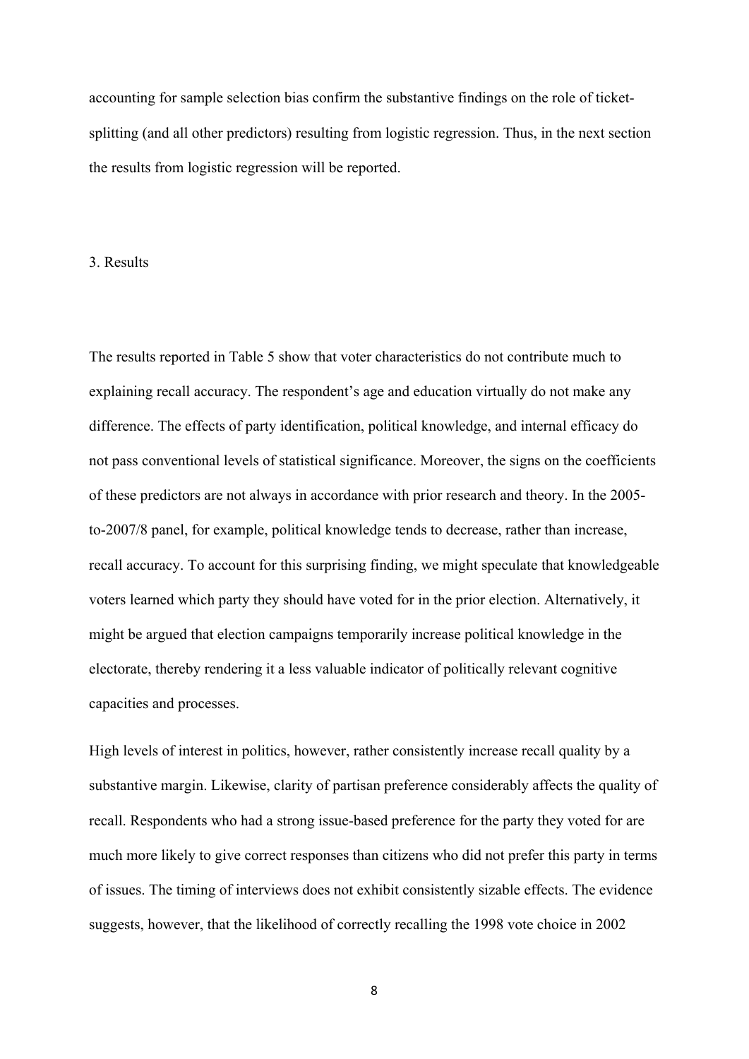accounting for sample selection bias confirm the substantive findings on the role of ticket-splitting (and all other predictors) resulting from logistic regression. Thus, in the next section the results from logistic regression will be reported.

## 3. Results

The results reported in Table 5 show that voter characteristics do not contribute much to explaining recall accuracy. The respondent's age and education virtually do not make any difference. The effects of party identification, political knowledge, and internal efficacy do not pass conventional levels of statistical significance. Moreover, the signs on the coefficients of these predictors are not always in accordance with prior research and theory. In the 2005-to-2007/8 panel, for example, political knowledge tends to decrease, rather than increase, recall accuracy. To account for this surprising finding, we might speculate that knowledgeable voters learned which party they should have voted for in the prior election. Alternatively, it might be argued that election campaigns temporarily increase political knowledge in the electorate, thereby rendering it a less valuable indicator of politically relevant cognitive capacities and processes.

High levels of interest in politics, however, rather consistently increase recall quality by a substantive margin. Likewise, clarity of partisan preference considerably affects the quality of recall. Respondents who had a strong issue-based preference for the party they voted for are much more likely to give correct responses than citizens who did not prefer this party in terms of issues. The timing of interviews does not exhibit consistently sizable effects. The evidence suggests, however, that the likelihood of correctly recalling the 1998 vote choice in 2002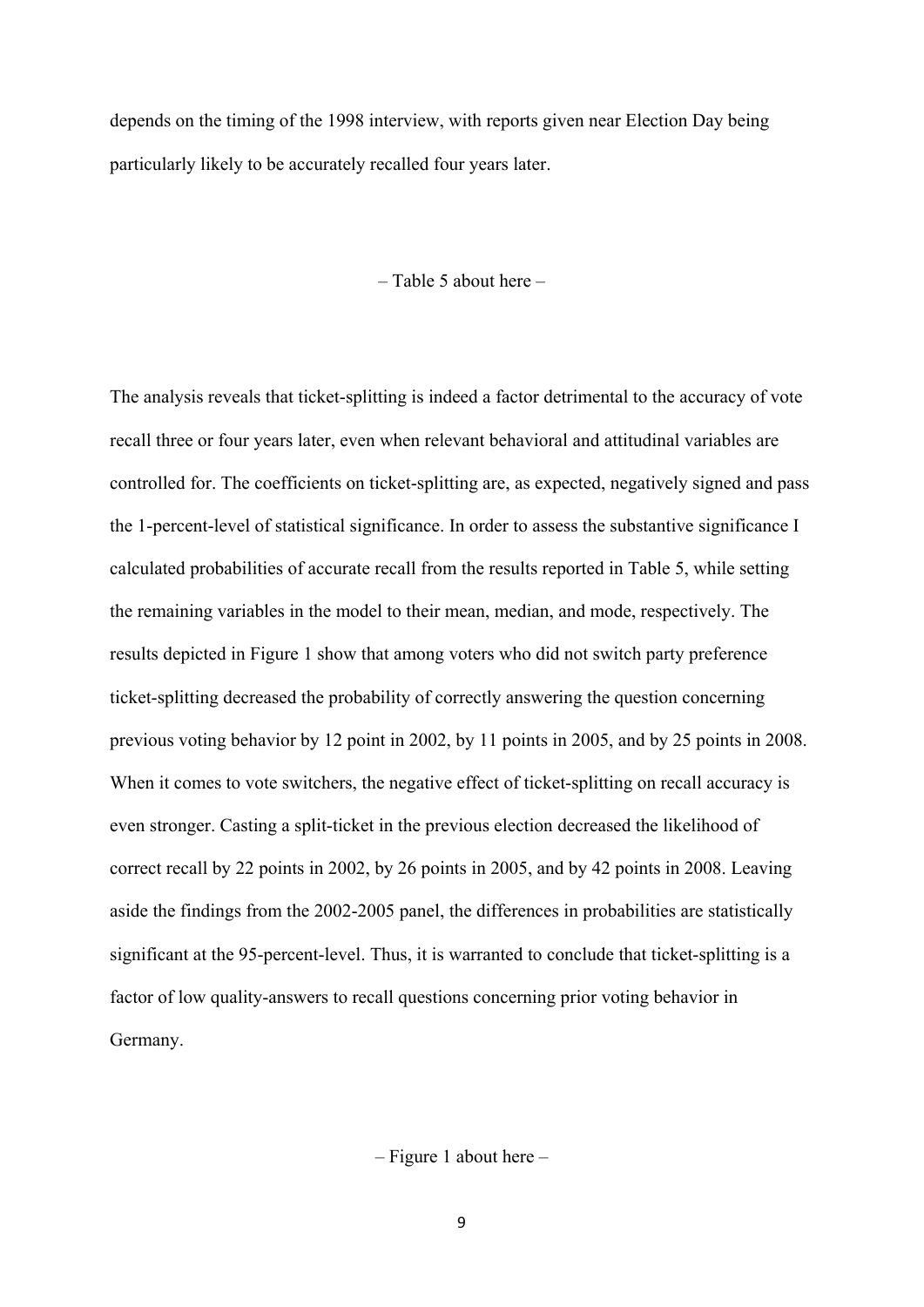depends on the timing of the 1998 interview, with reports given near Election Day being particularly likely to be accurately recalled four years later.

– Table 5 about here –

The analysis reveals that ticket-splitting is indeed a factor detrimental to the accuracy of vote recall three or four years later, even when relevant behavioral and attitudinal variables are controlled for. The coefficients on ticket-splitting are, as expected, negatively signed and pass the 1-percent-level of statistical significance. In order to assess the substantive significance I calculated probabilities of accurate recall from the results reported in Table 5, while setting the remaining variables in the model to their mean, median, and mode, respectively. The results depicted in Figure 1 show that among voters who did not switch party preference ticket-splitting decreased the probability of correctly answering the question concerning previous voting behavior by 12 point in 2002, by 11 points in 2005, and by 25 points in 2008. When it comes to vote switchers, the negative effect of ticket-splitting on recall accuracy is even stronger. Casting a split-ticket in the previous election decreased the likelihood of correct recall by 22 points in 2002, by 26 points in 2005, and by 42 points in 2008. Leaving aside the findings from the 2002-2005 panel, the differences in probabilities are statistically significant at the 95-percent-level. Thus, it is warranted to conclude that ticket-splitting is a factor of low quality-answers to recall questions concerning prior voting behavior in Germany.

– Figure 1 about here –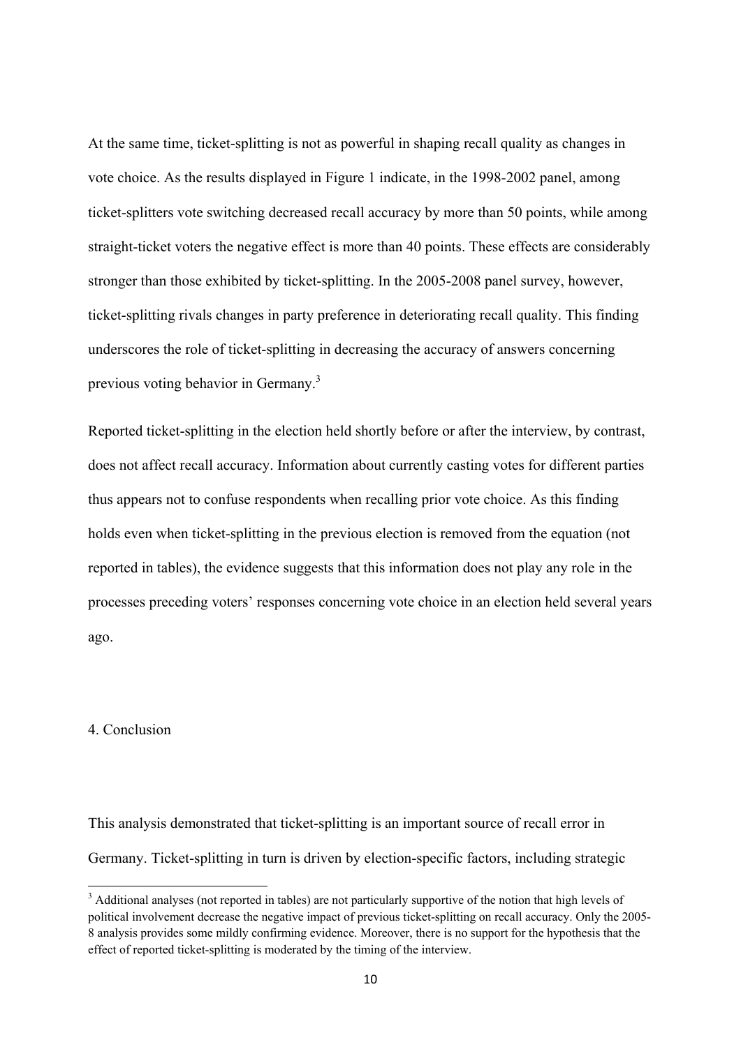At the same time, ticket-splitting is not as powerful in shaping recall quality as changes in vote choice. As the results displayed in Figure 1 indicate, in the 1998-2002 panel, among ticket-splitters vote switching decreased recall accuracy by more than 50 points, while among straight-ticket voters the negative effect is more than 40 points. These effects are considerably stronger than those exhibited by ticket-splitting. In the 2005-2008 panel survey, however, ticket-splitting rivals changes in party preference in deteriorating recall quality. This finding underscores the role of ticket-splitting in decreasing the accuracy of answers concerning previous voting behavior in Germany.[3]

Reported ticket-splitting in the election held shortly before or after the interview, by contrast, does not affect recall accuracy. Information about currently casting votes for different parties thus appears not to confuse respondents when recalling prior vote choice. As this finding holds even when ticket-splitting in the previous election is removed from the equation (not reported in tables), the evidence suggests that this information does not play any role in the processes preceding voters' responses concerning vote choice in an election held several years ago.

## 4. Conclusion

This analysis demonstrated that ticket-splitting is an important source of recall error in Germany. Ticket-splitting in turn is driven by election-specific factors, including strategic

[3] Additional analyses (not reported in tables) are not particularly supportive of the notion that high levels of political involvement decrease the negative impact of previous ticket-splitting on recall accuracy. Only the 2005-8 analysis provides some mildly confirming evidence. Moreover, there is no support for the hypothesis that the effect of reported ticket-splitting is moderated by the timing of the interview.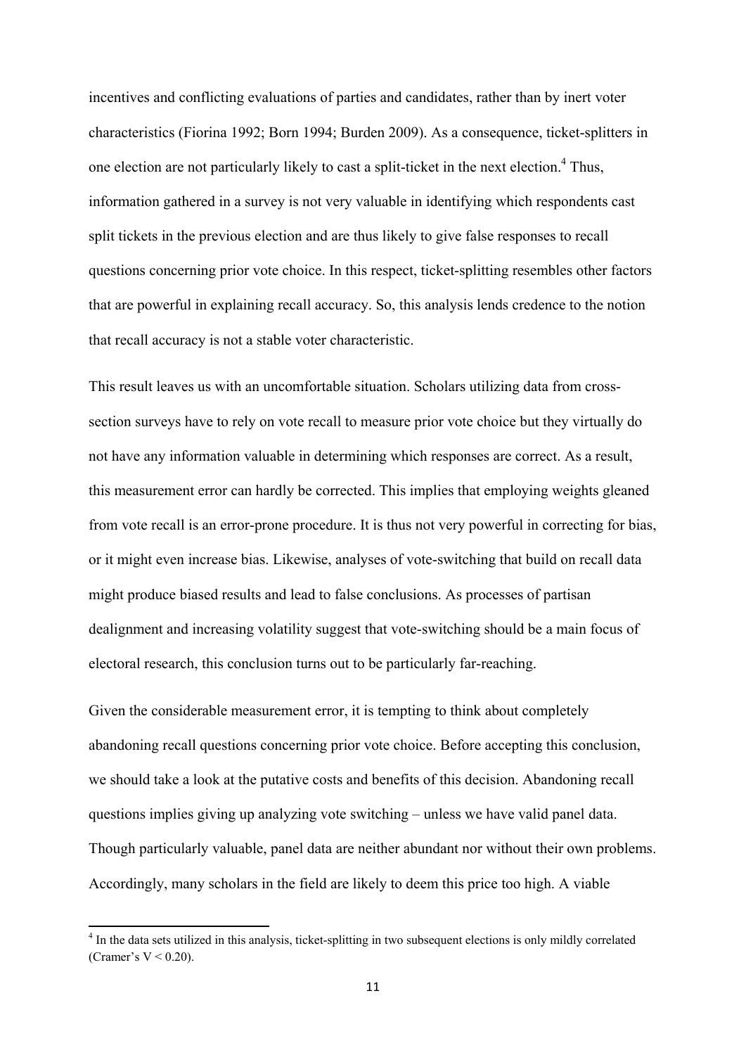incentives and conflicting evaluations of parties and candidates, rather than by inert voter characteristics (Fiorina 1992; Born 1994; Burden 2009). As a consequence, ticket-splitters in one election are not particularly likely to cast a split-ticket in the next election.[4] Thus, information gathered in a survey is not very valuable in identifying which respondents cast split tickets in the previous election and are thus likely to give false responses to recall questions concerning prior vote choice. In this respect, ticket-splitting resembles other factors that are powerful in explaining recall accuracy. So, this analysis lends credence to the notion that recall accuracy is not a stable voter characteristic.

This result leaves us with an uncomfortable situation. Scholars utilizing data from cross-section surveys have to rely on vote recall to measure prior vote choice but they virtually do not have any information valuable in determining which responses are correct. As a result, this measurement error can hardly be corrected. This implies that employing weights gleaned from vote recall is an error-prone procedure. It is thus not very powerful in correcting for bias, or it might even increase bias. Likewise, analyses of vote-switching that build on recall data might produce biased results and lead to false conclusions. As processes of partisan dealignment and increasing volatility suggest that vote-switching should be a main focus of electoral research, this conclusion turns out to be particularly far-reaching.

Given the considerable measurement error, it is tempting to think about completely abandoning recall questions concerning prior vote choice. Before accepting this conclusion, we should take a look at the putative costs and benefits of this decision. Abandoning recall questions implies giving up analyzing vote switching – unless we have valid panel data. Though particularly valuable, panel data are neither abundant nor without their own problems. Accordingly, many scholars in the field are likely to deem this price too high. A viable

[4] In the data sets utilized in this analysis, ticket-splitting in two subsequent elections is only mildly correlated (Cramer's $V < 0.20$).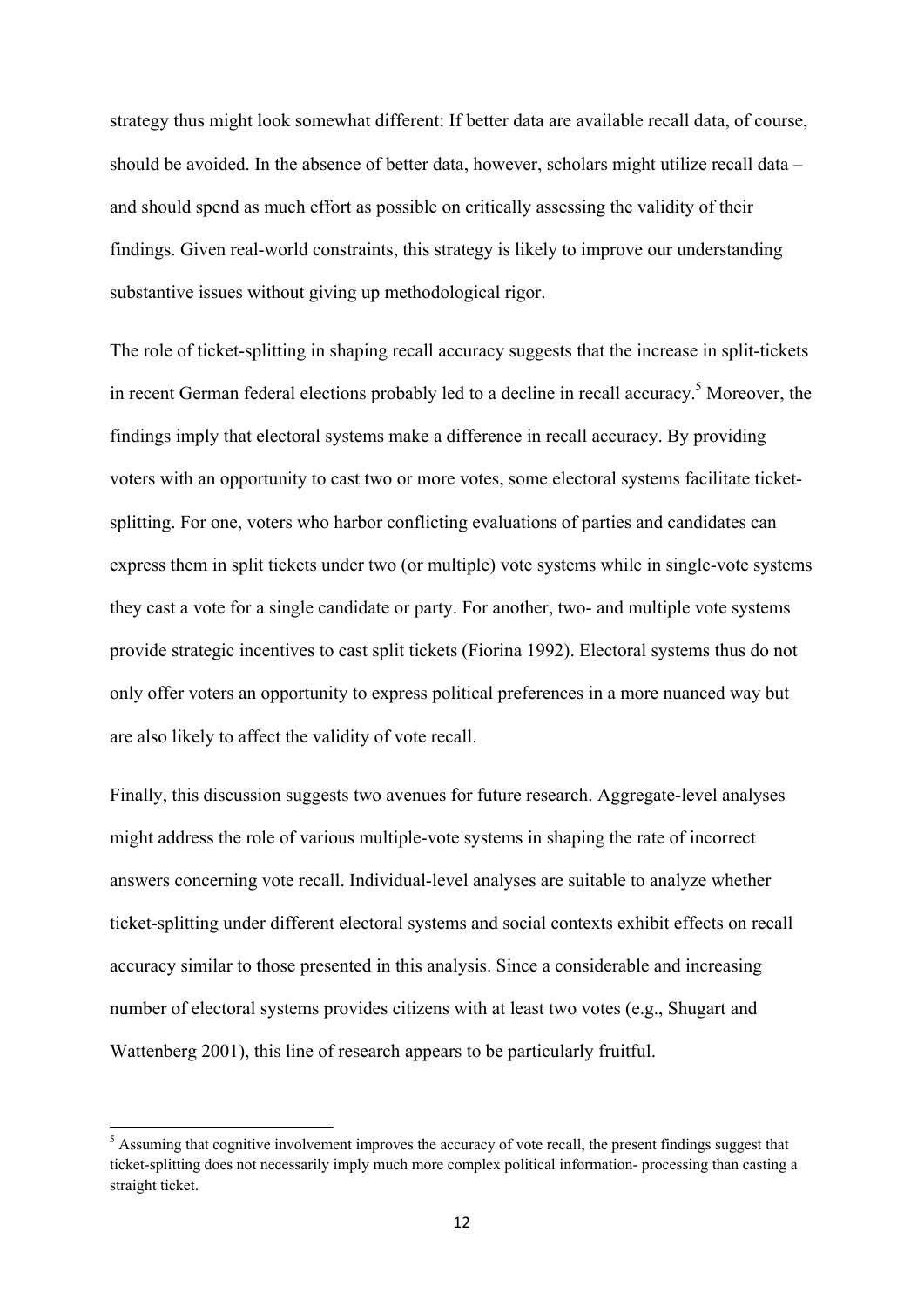strategy thus might look somewhat different: If better data are available recall data, of course, should be avoided. In the absence of better data, however, scholars might utilize recall data – and should spend as much effort as possible on critically assessing the validity of their findings. Given real-world constraints, this strategy is likely to improve our understanding substantive issues without giving up methodological rigor.

The role of ticket-splitting in shaping recall accuracy suggests that the increase in split-tickets in recent German federal elections probably led to a decline in recall accuracy.[5] Moreover, the findings imply that electoral systems make a difference in recall accuracy. By providing voters with an opportunity to cast two or more votes, some electoral systems facilitate ticket-splitting. For one, voters who harbor conflicting evaluations of parties and candidates can express them in split tickets under two (or multiple) vote systems while in single-vote systems they cast a vote for a single candidate or party. For another, two- and multiple vote systems provide strategic incentives to cast split tickets (Fiorina 1992). Electoral systems thus do not only offer voters an opportunity to express political preferences in a more nuanced way but are also likely to affect the validity of vote recall.

Finally, this discussion suggests two avenues for future research. Aggregate-level analyses might address the role of various multiple-vote systems in shaping the rate of incorrect answers concerning vote recall. Individual-level analyses are suitable to analyze whether ticket-splitting under different electoral systems and social contexts exhibit effects on recall accuracy similar to those presented in this analysis. Since a considerable and increasing number of electoral systems provides citizens with at least two votes (e.g., Shugart and Wattenberg 2001), this line of research appears to be particularly fruitful.

[5] Assuming that cognitive involvement improves the accuracy of vote recall, the present findings suggest that ticket-splitting does not necessarily imply much more complex political information- processing than casting a straight ticket.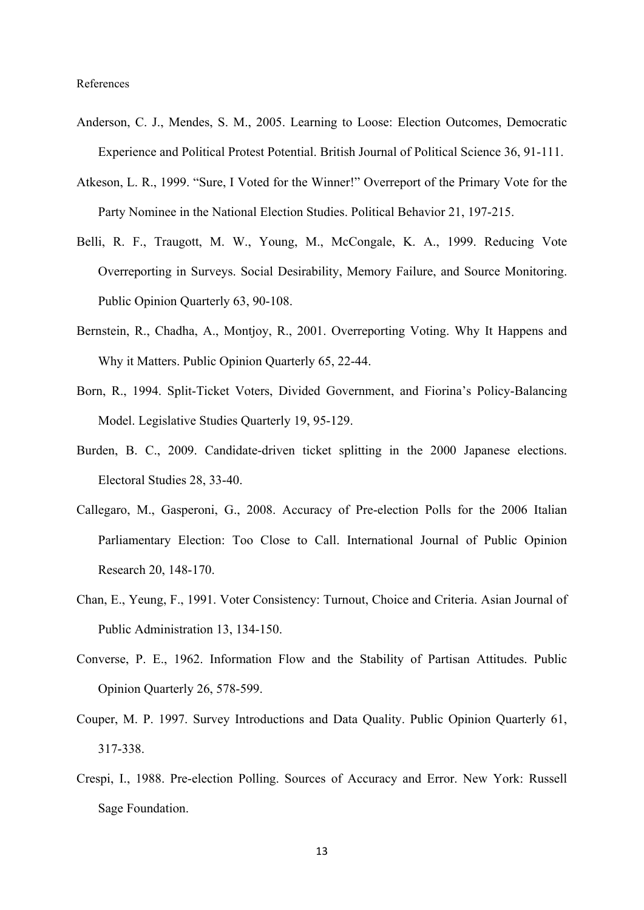References

Anderson, C. J., Mendes, S. M., 2005. Learning to Loose: Election Outcomes, Democratic Experience and Political Protest Potential. British Journal of Political Science 36, 91-111.

Atkeson, L. R., 1999. "Sure, I Voted for the Winner!" Overreport of the Primary Vote for the Party Nominee in the National Election Studies. Political Behavior 21, 197-215.

Belli, R. F., Traugott, M. W., Young, M., McCongale, K. A., 1999. Reducing Vote Overreporting in Surveys. Social Desirability, Memory Failure, and Source Monitoring. Public Opinion Quarterly 63, 90-108.

Bernstein, R., Chadha, A., Montjoy, R., 2001. Overreporting Voting. Why It Happens and Why it Matters. Public Opinion Quarterly 65, 22-44.

Born, R., 1994. Split-Ticket Voters, Divided Government, and Fiorina's Policy-Balancing Model. Legislative Studies Quarterly 19, 95-129.

Burden, B. C., 2009. Candidate-driven ticket splitting in the 2000 Japanese elections. Electoral Studies 28, 33-40.

Callegaro, M., Gasperoni, G., 2008. Accuracy of Pre-election Polls for the 2006 Italian Parliamentary Election: Too Close to Call. International Journal of Public Opinion Research 20, 148-170.

Chan, E., Yeung, F., 1991. Voter Consistency: Turnout, Choice and Criteria. Asian Journal of Public Administration 13, 134-150.

Converse, P. E., 1962. Information Flow and the Stability of Partisan Attitudes. Public Opinion Quarterly 26, 578-599.

Couper, M. P. 1997. Survey Introductions and Data Quality. Public Opinion Quarterly 61, 317-338.

Crespi, I., 1988. Pre-election Polling. Sources of Accuracy and Error. New York: Russell Sage Foundation.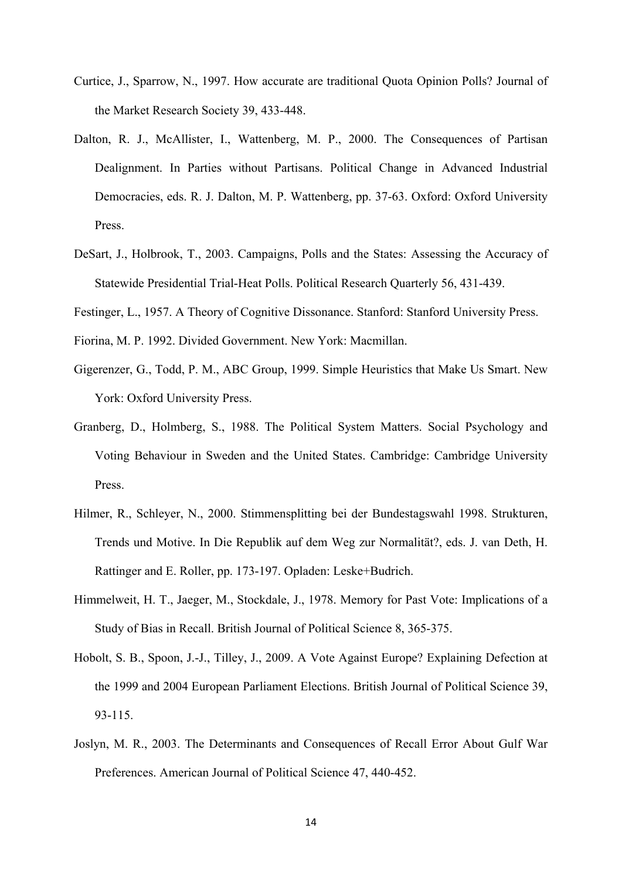Curtice, J., Sparrow, N., 1997. How accurate are traditional Quota Opinion Polls? Journal of the Market Research Society 39, 433-448.

Dalton, R. J., McAllister, I., Wattenberg, M. P., 2000. The Consequences of Partisan Dealignment. In Parties without Partisans. Political Change in Advanced Industrial Democracies, eds. R. J. Dalton, M. P. Wattenberg, pp. 37-63. Oxford: Oxford University Press.

DeSart, J., Holbrook, T., 2003. Campaigns, Polls and the States: Assessing the Accuracy of Statewide Presidential Trial-Heat Polls. Political Research Quarterly 56, 431-439.

Festinger, L., 1957. A Theory of Cognitive Dissonance. Stanford: Stanford University Press.

Fiorina, M. P. 1992. Divided Government. New York: Macmillan.

Gigerenzer, G., Todd, P. M., ABC Group, 1999. Simple Heuristics that Make Us Smart. New York: Oxford University Press.

Granberg, D., Holmberg, S., 1988. The Political System Matters. Social Psychology and Voting Behaviour in Sweden and the United States. Cambridge: Cambridge University Press.

Hilmer, R., Schleyer, N., 2000. Stimmensplitting bei der Bundestagswahl 1998. Strukturen, Trends und Motive. In Die Republik auf dem Weg zur Normalität?, eds. J. van Deth, H. Rattinger and E. Roller, pp. 173-197. Opladen: Leske+Budrich.

Himmelweit, H. T., Jaeger, M., Stockdale, J., 1978. Memory for Past Vote: Implications of a Study of Bias in Recall. British Journal of Political Science 8, 365-375.

Hobolt, S. B., Spoon, J.-J., Tilley, J., 2009. A Vote Against Europe? Explaining Defection at the 1999 and 2004 European Parliament Elections. British Journal of Political Science 39, 93-115.

Joslyn, M. R., 2003. The Determinants and Consequences of Recall Error About Gulf War Preferences. American Journal of Political Science 47, 440-452.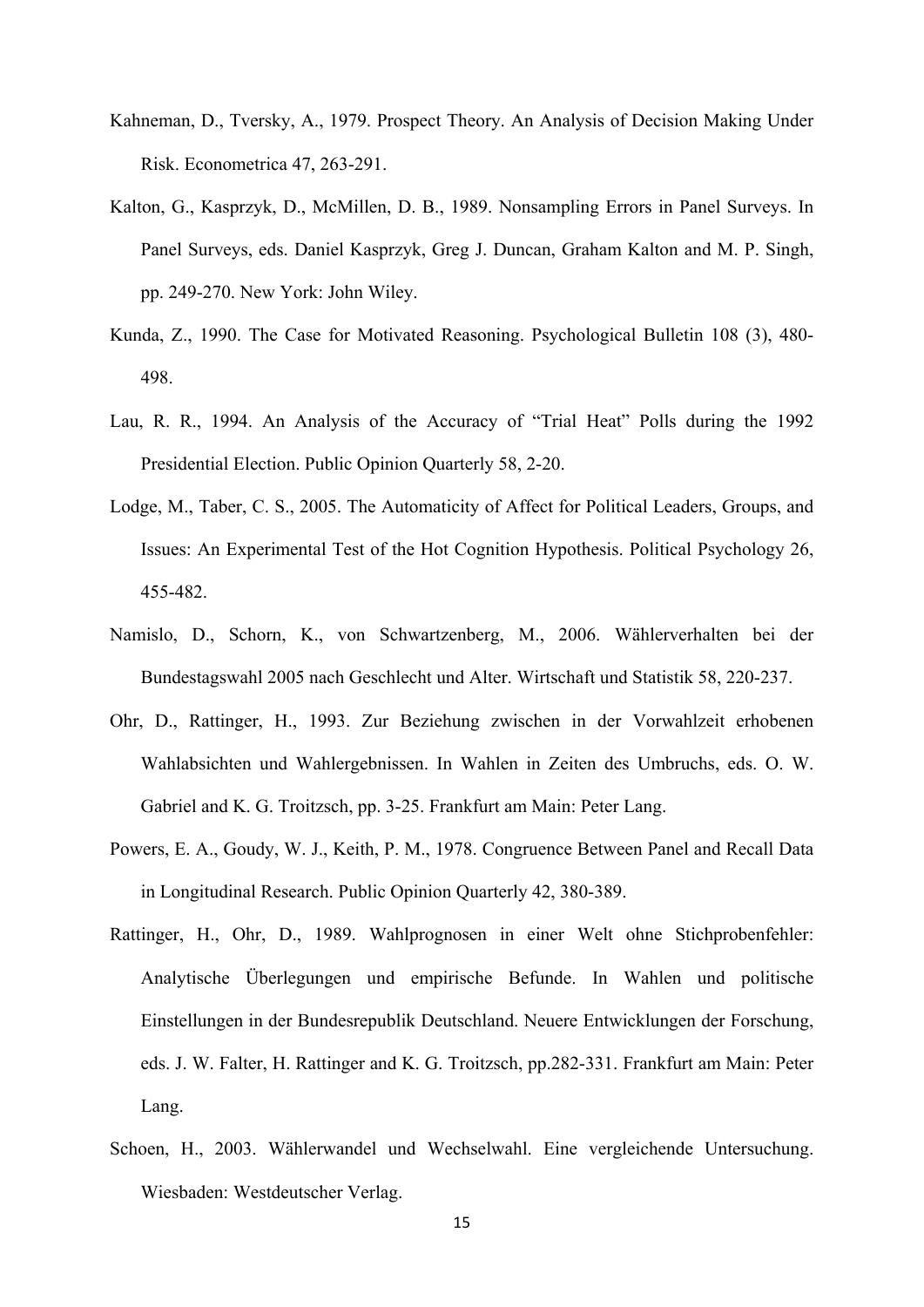Kahneman, D., Tversky, A., 1979. Prospect Theory. An Analysis of Decision Making Under Risk. Econometrica 47, 263-291.

Kalton, G., Kasprzyk, D., McMillen, D. B., 1989. Nonsampling Errors in Panel Surveys. In Panel Surveys, eds. Daniel Kasprzyk, Greg J. Duncan, Graham Kalton and M. P. Singh, pp. 249-270. New York: John Wiley.

Kunda, Z., 1990. The Case for Motivated Reasoning. Psychological Bulletin 108 (3), 480-498.

Lau, R. R., 1994. An Analysis of the Accuracy of "Trial Heat" Polls during the 1992 Presidential Election. Public Opinion Quarterly 58, 2-20.

Lodge, M., Taber, C. S., 2005. The Automaticity of Affect for Political Leaders, Groups, and Issues: An Experimental Test of the Hot Cognition Hypothesis. Political Psychology 26, 455-482.

Namislo, D., Schorn, K., von Schwartzenberg, M., 2006. Wählerverhalten bei der Bundestagswahl 2005 nach Geschlecht und Alter. Wirtschaft und Statistik 58, 220-237.

Ohr, D., Rattinger, H., 1993. Zur Beziehung zwischen in der Vorwahlzeit erhobenen Wahlabsichten und Wahlergebnissen. In Wahlen in Zeiten des Umbruchs, eds. O. W. Gabriel and K. G. Troitzsch, pp. 3-25. Frankfurt am Main: Peter Lang.

Powers, E. A., Goudy, W. J., Keith, P. M., 1978. Congruence Between Panel and Recall Data in Longitudinal Research. Public Opinion Quarterly 42, 380-389.

Rattinger, H., Ohr, D., 1989. Wahlprognosen in einer Welt ohne Stichprobenfehler: Analytische Überlegungen und empirische Befunde. In Wahlen und politische Einstellungen in der Bundesrepublik Deutschland. Neuere Entwicklungen der Forschung, eds. J. W. Falter, H. Rattinger and K. G. Troitzsch, pp.282-331. Frankfurt am Main: Peter Lang.

Schoen, H., 2003. Wählerwandel und Wechselwahl. Eine vergleichende Untersuchung. Wiesbaden: Westdeutscher Verlag.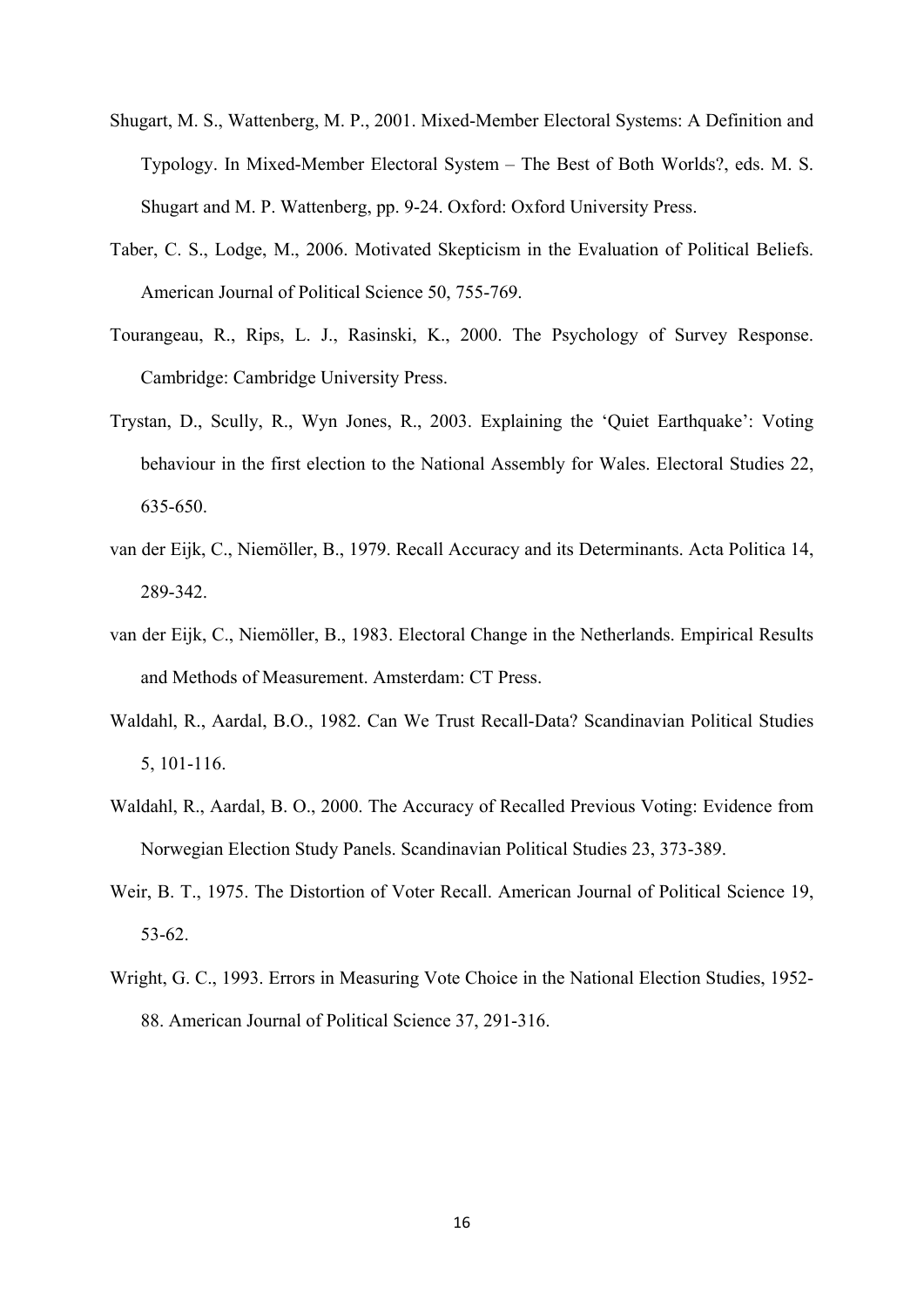Shugart, M. S., Wattenberg, M. P., 2001. Mixed-Member Electoral Systems: A Definition and Typology. In Mixed-Member Electoral System – The Best of Both Worlds?, eds. M. S. Shugart and M. P. Wattenberg, pp. 9-24. Oxford: Oxford University Press.

Taber, C. S., Lodge, M., 2006. Motivated Skepticism in the Evaluation of Political Beliefs. American Journal of Political Science 50, 755-769.

Tourangeau, R., Rips, L. J., Rasinski, K., 2000. The Psychology of Survey Response. Cambridge: Cambridge University Press.

Trystan, D., Scully, R., Wyn Jones, R., 2003. Explaining the 'Quiet Earthquake': Voting behaviour in the first election to the National Assembly for Wales. Electoral Studies 22, 635-650.

van der Eijk, C., Niemöller, B., 1979. Recall Accuracy and its Determinants. Acta Politica 14, 289-342.

van der Eijk, C., Niemöller, B., 1983. Electoral Change in the Netherlands. Empirical Results and Methods of Measurement. Amsterdam: CT Press.

Waldahl, R., Aardal, B.O., 1982. Can We Trust Recall-Data? Scandinavian Political Studies 5, 101-116.

Waldahl, R., Aardal, B. O., 2000. The Accuracy of Recalled Previous Voting: Evidence from Norwegian Election Study Panels. Scandinavian Political Studies 23, 373-389.

Weir, B. T., 1975. The Distortion of Voter Recall. American Journal of Political Science 19, 53-62.

Wright, G. C., 1993. Errors in Measuring Vote Choice in the National Election Studies, 1952-88. American Journal of Political Science 37, 291-316.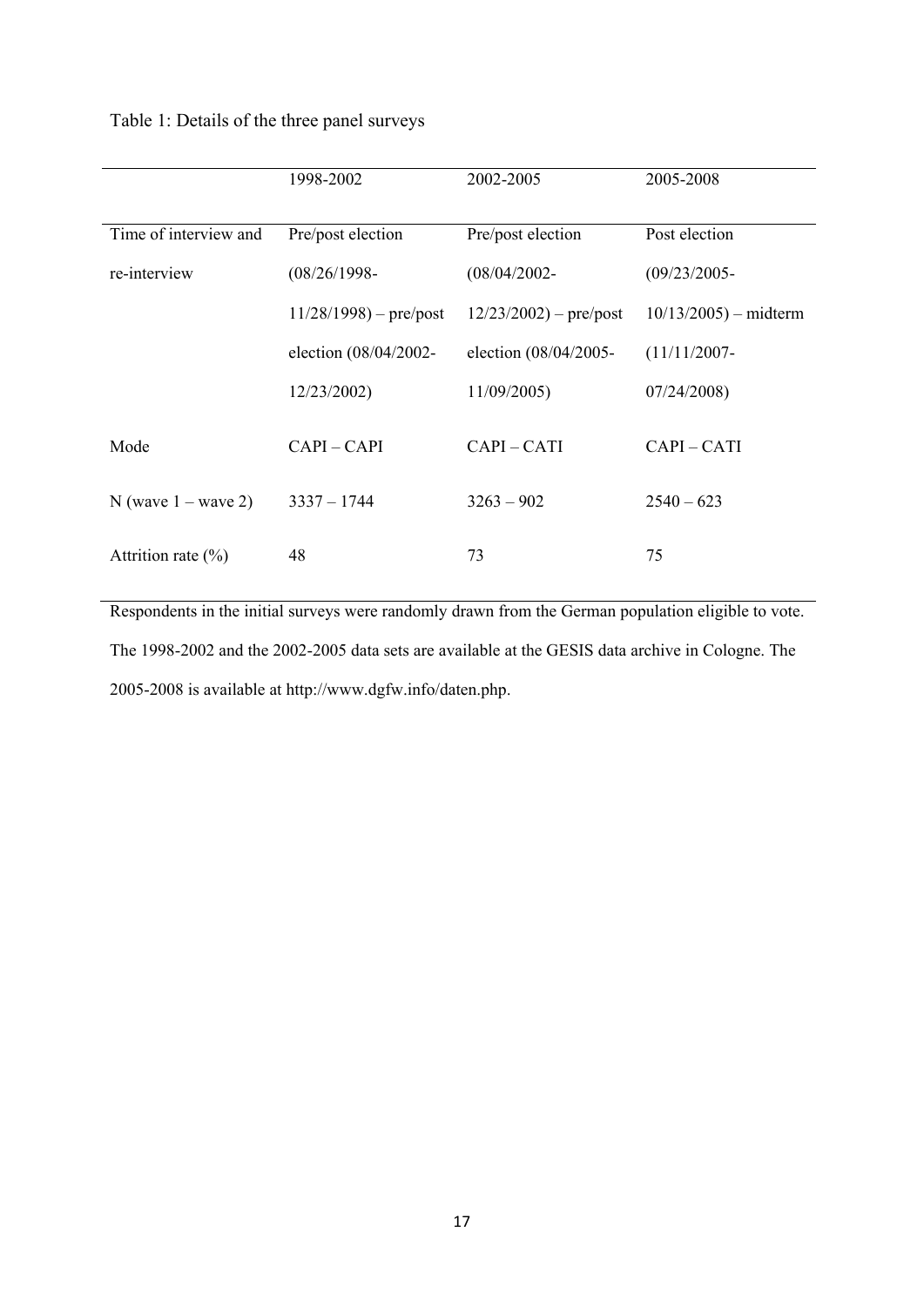Table 1: Details of the three panel surveys

| | 1998-2002 | 2002-2005 | 2005-2008 |
|---|---|---|---|
| Time of interview and re-interview | Pre/post election (08/26/1998-11/28/1998) – pre/post election (08/04/2002-12/23/2002) | Pre/post election (08/04/2002-12/23/2002) – pre/post election (08/04/2005-11/09/2005) | Post election (09/23/2005-10/13/2005) – midterm (11/11/2007-07/24/2008) |
| Mode | CAPI – CAPI | CAPI – CATI | CAPI – CATI |
| N (wave 1 – wave 2) | 3337 – 1744 | 3263 – 902 | 2540 – 623 |
| Attrition rate (%) | 48 | 73 | 75 |

Respondents in the initial surveys were randomly drawn from the German population eligible to vote. The 1998-2002 and the 2002-2005 data sets are available at the GESIS data archive in Cologne. The 2005-2008 is available at http://www.dgfw.info/daten.php.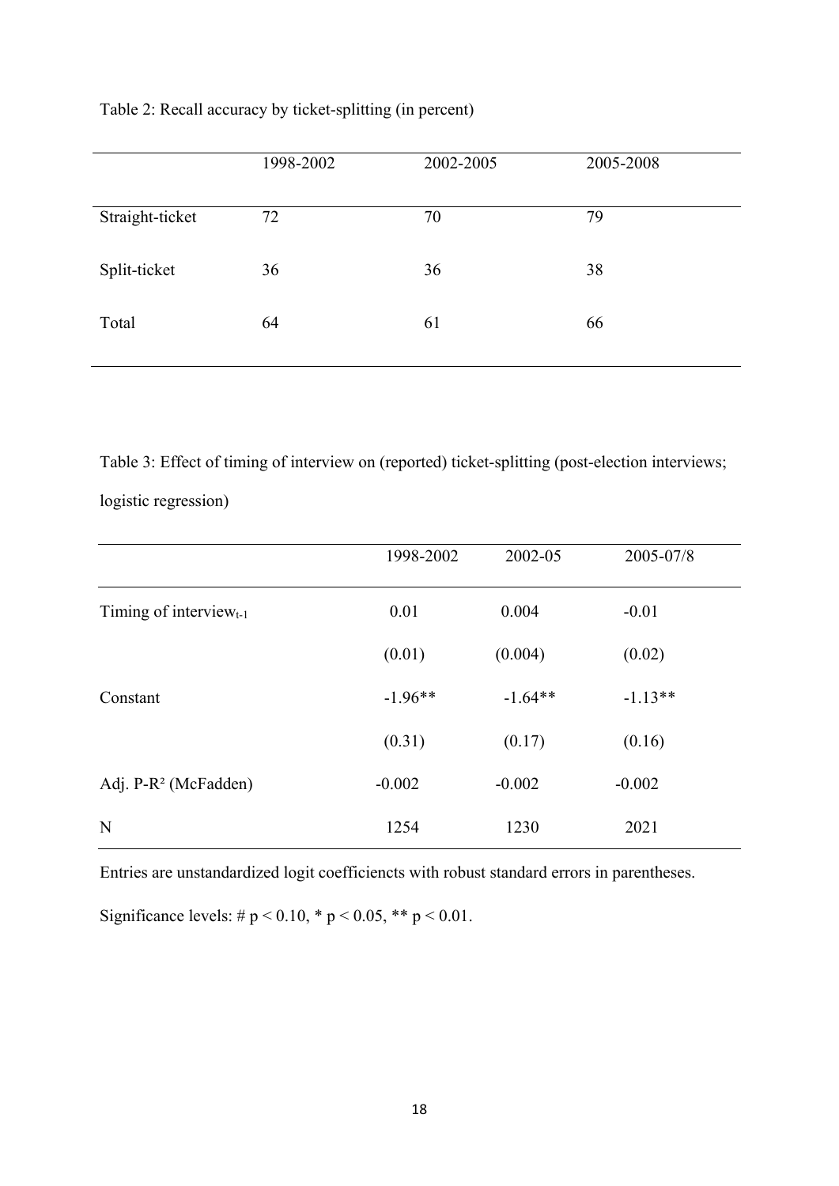Table 2: Recall accuracy by ticket-splitting (in percent)

| | 1998-2002 | 2002-2005 | 2005-2008 |
|---|---|---|---|
| Straight-ticket | 72 | 70 | 79 |
| Split-ticket | 36 | 36 | 38 |
| Total | 64 | 61 | 66 |

Table 3: Effect of timing of interview on (reported) ticket-splitting (post-election interviews; logistic regression)

| | 1998-2002 | 2002-05 | 2005-07/8 |
|---|---|---|---|
| Timing of interview$_{t-1}$ | 0.01 | 0.004 | -0.01 |
| | (0.01) | (0.004) | (0.02) |
| Constant | -1.96** | -1.64** | -1.13** |
| | (0.31) | (0.17) | (0.16) |
| Adj. P-$R^2$ (McFadden) | -0.002 | -0.002 | -0.002 |
| N | 1254 | 1230 | 2021 |

Entries are unstandardized logit coefficiencts with robust standard errors in parentheses.

Significance levels: # $p < 0.10$, * $p < 0.05$, ** $p < 0.01$.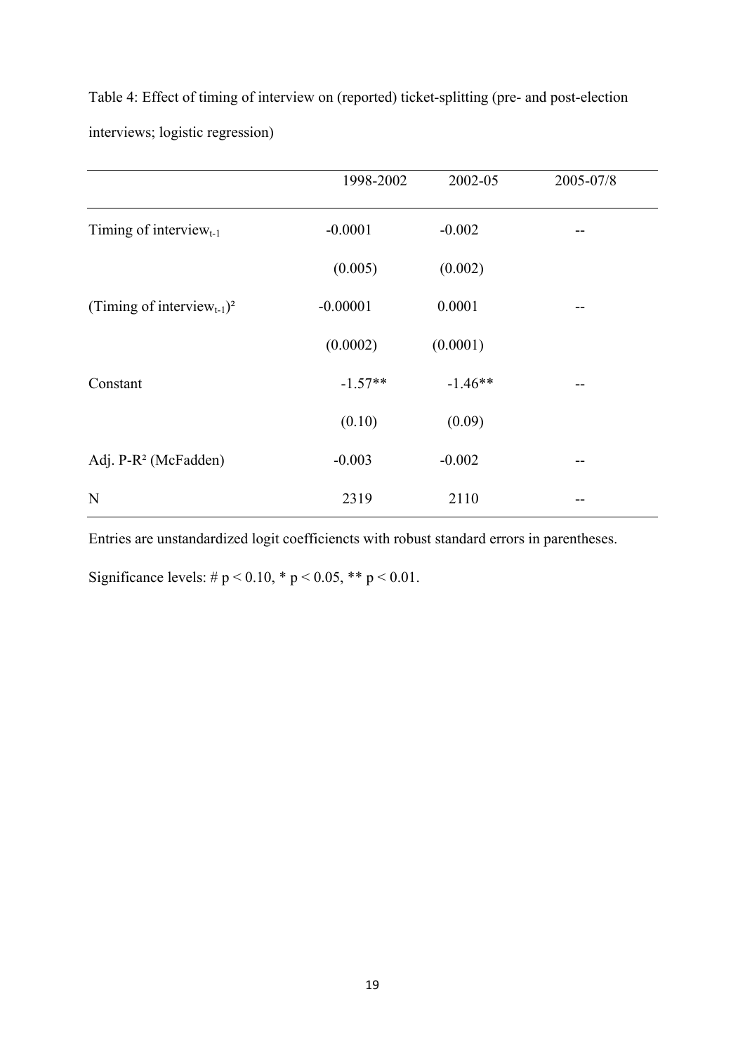Table 4: Effect of timing of interview on (reported) ticket-splitting (pre- and post-election interviews; logistic regression)

| | 1998-2002 | 2002-05 | 2005-07/8 |
|---|---|---|---|
| Timing of $\text{interview}_{t-1}$ | -0.0001 | -0.002 | -- |
| | (0.005) | (0.002) | |
| (Timing of $\text{interview}_{t-1})^2$ | -0.00001 | 0.0001 | -- |
| | (0.0002) | (0.0001) | |
| Constant | -1.57** | -1.46** | -- |
| | (0.10) | (0.09) | |
| Adj. P-$R^2$ (McFadden) | -0.003 | -0.002 | -- |
| N | 2319 | 2110 | -- |

Entries are unstandardized logit coefficiencts with robust standard errors in parentheses.

Significance levels: # $p < 0.10$, * $p < 0.05$, ** $p < 0.01$.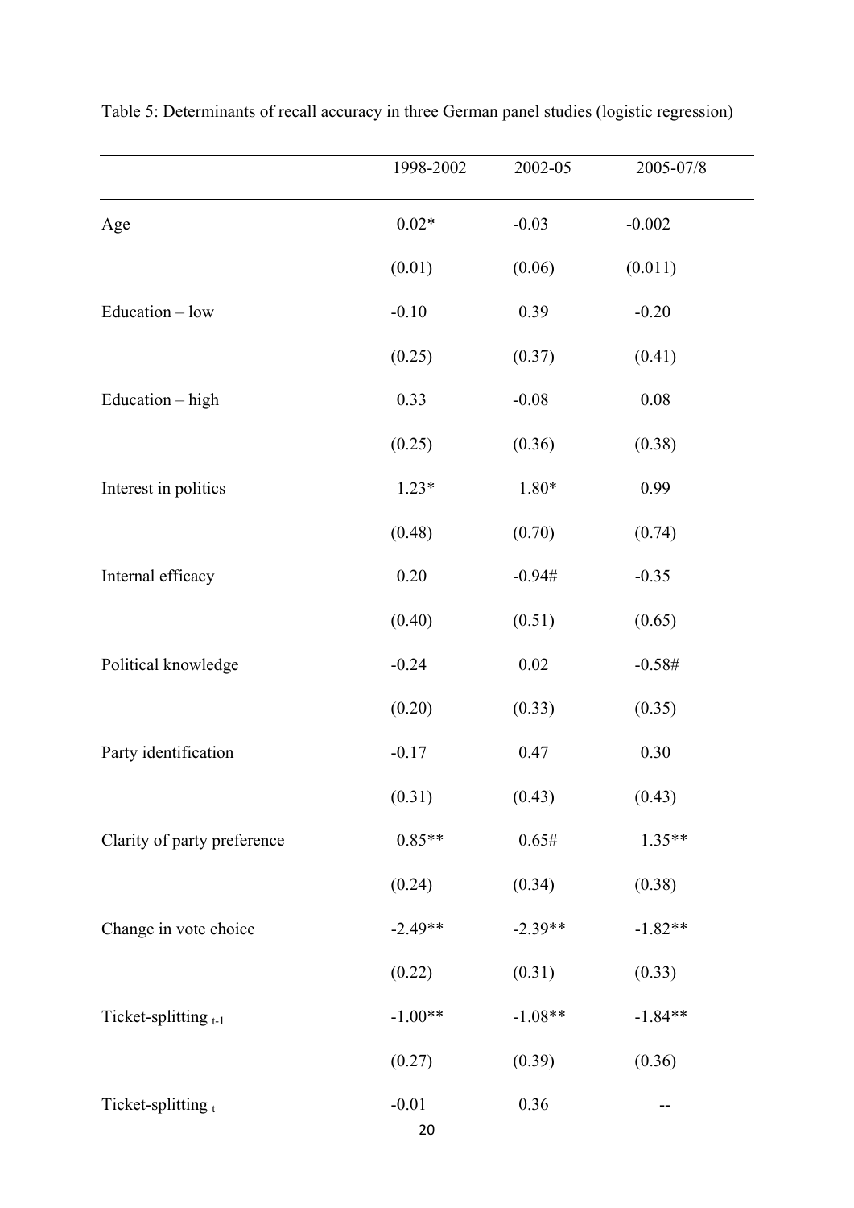Table 5: Determinants of recall accuracy in three German panel studies (logistic regression)

| | 1998-2002 | 2002-05 | 2005-07/8 |
|---|---|---|---|
| Age | 0.02* | -0.03 | -0.002 |
| | (0.01) | (0.06) | (0.011) |
| Education – low | -0.10 | 0.39 | -0.20 |
| | (0.25) | (0.37) | (0.41) |
| Education – high | 0.33 | -0.08 | 0.08 |
| | (0.25) | (0.36) | (0.38) |
| Interest in politics | 1.23* | 1.80* | 0.99 |
| | (0.48) | (0.70) | (0.74) |
| Internal efficacy | 0.20 | -0.94# | -0.35 |
| | (0.40) | (0.51) | (0.65) |
| Political knowledge | -0.24 | 0.02 | -0.58# |
| | (0.20) | (0.33) | (0.35) |
| Party identification | -0.17 | 0.47 | 0.30 |
| | (0.31) | (0.43) | (0.43) |
| Clarity of party preference | 0.85** | 0.65# | 1.35** |
| | (0.24) | (0.34) | (0.38) |
| Change in vote choice | -2.49** | -2.39** | -1.82** |
| | (0.22) | (0.31) | (0.33) |
| Ticket-splitting $_{t-1}$ | -1.00** | -1.08** | -1.84** |
| | (0.27) | (0.39) | (0.36) |
| Ticket-splitting $_{t}$ | -0.01 | 0.36 | -- |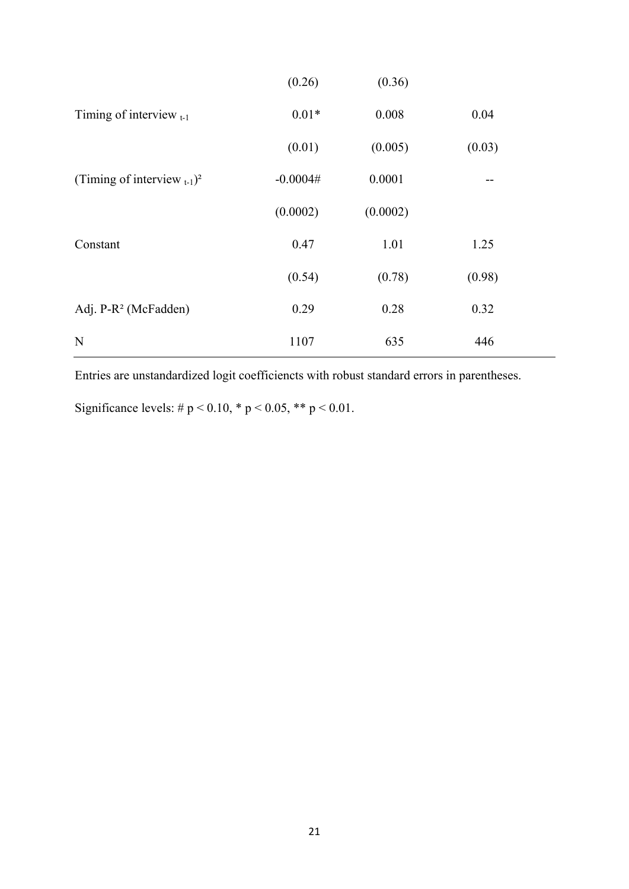| | | | |
|---|---|---|---|
| | (0.26) | (0.36) | |
| Timing of interview $_{t-1}$ | 0.01* | 0.008 | 0.04 |
| | (0.01) | (0.005) | (0.03) |
| (Timing of interview $_{t-1}$)$^2$ | -0.0004# | 0.0001 | -- |
| | (0.0002) | (0.0002) | |
| Constant | 0.47 | 1.01 | 1.25 |
| | (0.54) | (0.78) | (0.98) |
| Adj. P-$R^2$ (McFadden) | 0.29 | 0.28 | 0.32 |
| N | 1107 | 635 | 446 |

Entries are unstandardized logit coefficiencts with robust standard errors in parentheses.

Significance levels: # $p < 0.10$, * $p < 0.05$, ** $p < 0.01$.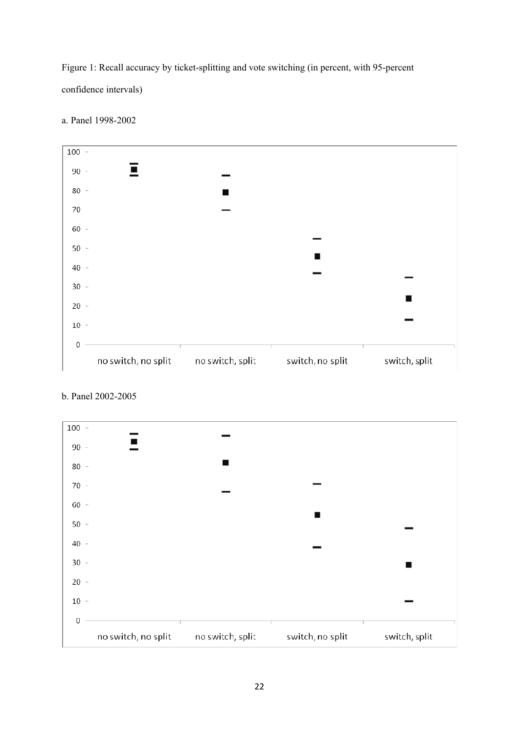Figure 1: Recall accuracy by ticket-splitting and vote switching (in percent, with 95-percent confidence intervals)

a. Panel 1998-2002

b. Panel 2002-2005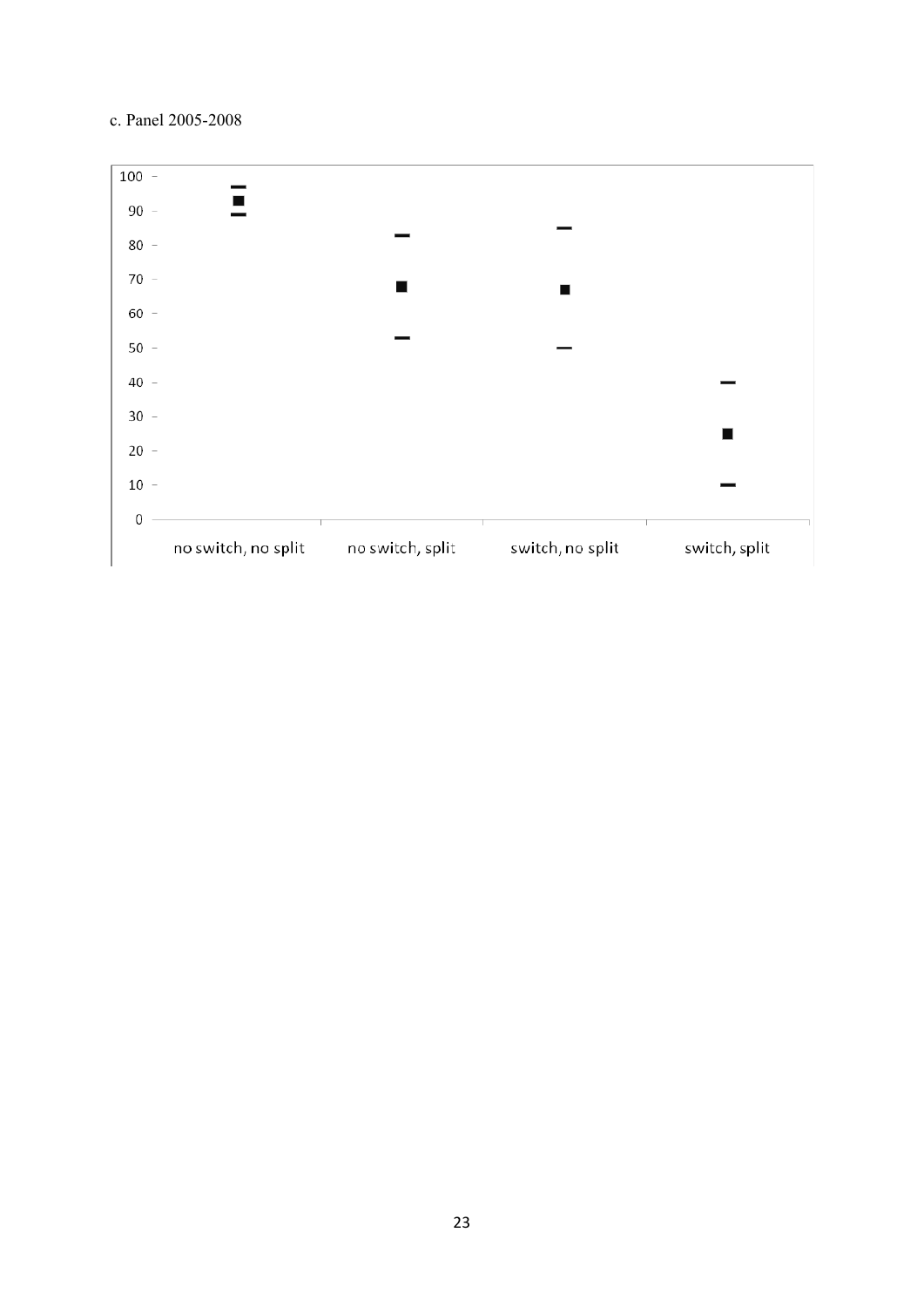c. Panel 2005-2008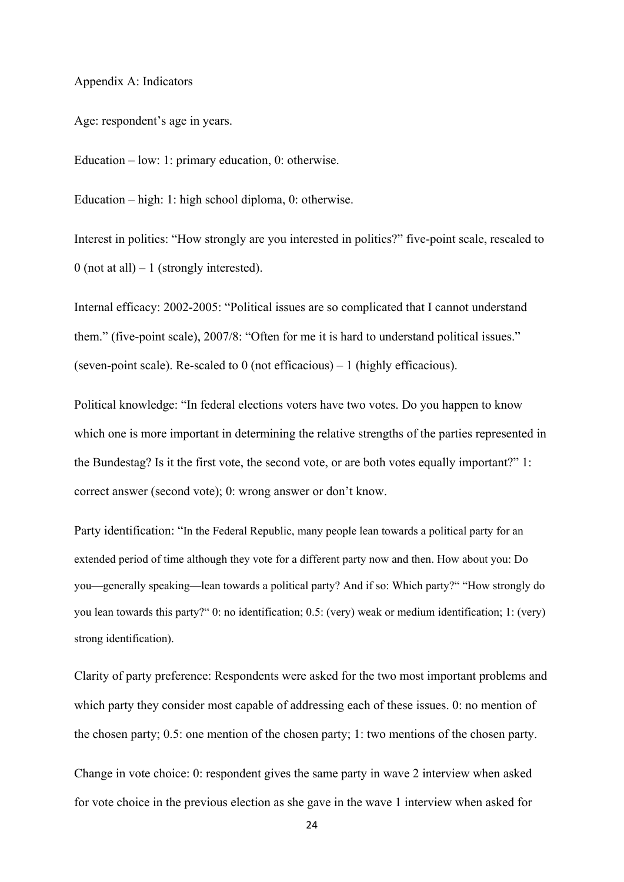Appendix A: Indicators

Age: respondent's age in years.

Education – low: 1: primary education, 0: otherwise.

Education – high: 1: high school diploma, 0: otherwise.

Interest in politics: "How strongly are you interested in politics?" five-point scale, rescaled to 0 (not at all) – 1 (strongly interested).

Internal efficacy: 2002-2005: "Political issues are so complicated that I cannot understand them." (five-point scale), 2007/8: "Often for me it is hard to understand political issues." (seven-point scale). Re-scaled to 0 (not efficacious) – 1 (highly efficacious).

Political knowledge: "In federal elections voters have two votes. Do you happen to know which one is more important in determining the relative strengths of the parties represented in the Bundestag? Is it the first vote, the second vote, or are both votes equally important?" 1: correct answer (second vote); 0: wrong answer or don't know.

Party identification: "In the Federal Republic, many people lean towards a political party for an extended period of time although they vote for a different party now and then. How about you: Do you—generally speaking—lean towards a political party? And if so: Which party?" "How strongly do you lean towards this party?" 0: no identification; 0.5: (very) weak or medium identification; 1: (very) strong identification).

Clarity of party preference: Respondents were asked for the two most important problems and which party they consider most capable of addressing each of these issues. 0: no mention of the chosen party; 0.5: one mention of the chosen party; 1: two mentions of the chosen party.

Change in vote choice: 0: respondent gives the same party in wave 2 interview when asked for vote choice in the previous election as she gave in the wave 1 interview when asked for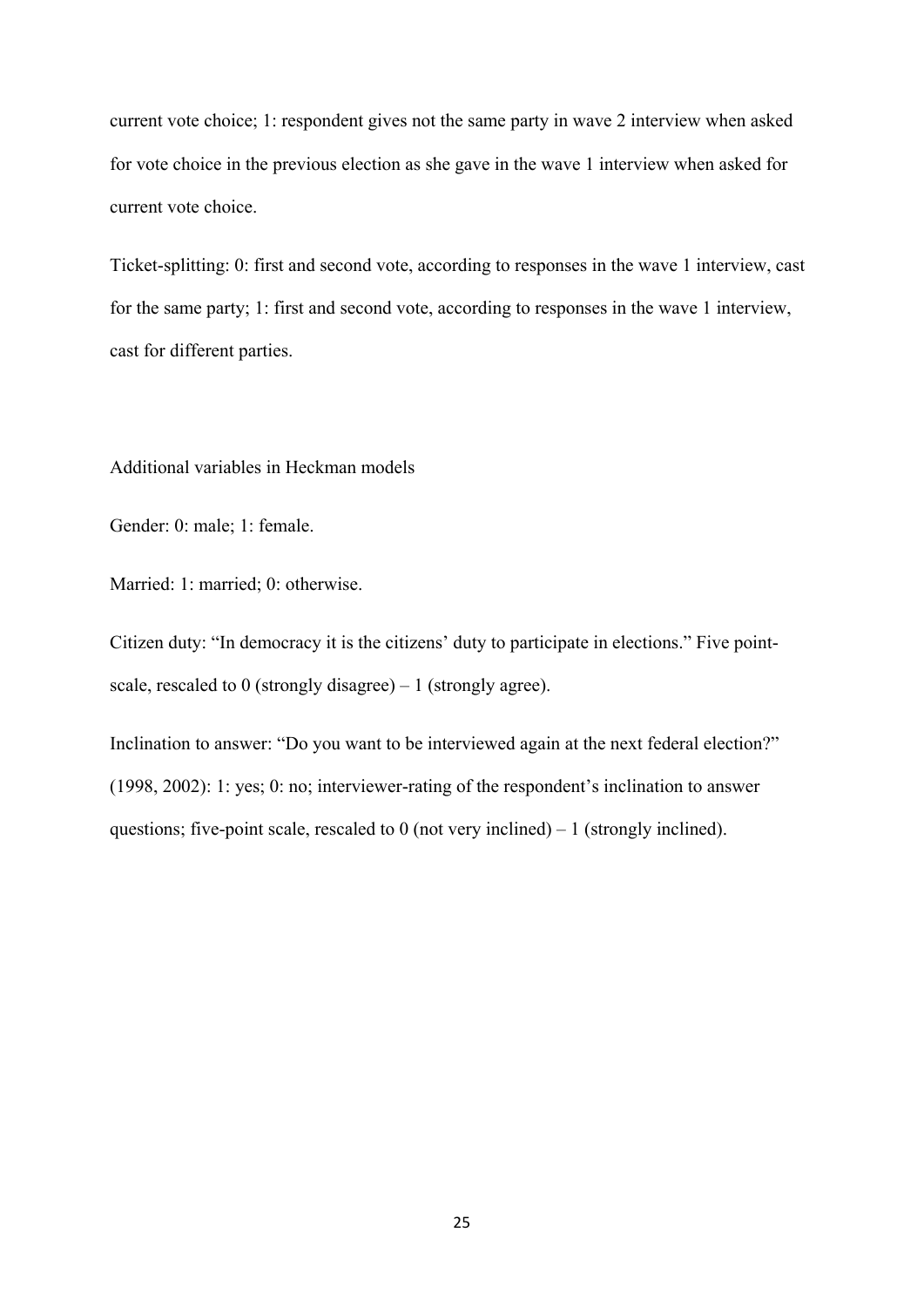current vote choice; 1: respondent gives not the same party in wave 2 interview when asked for vote choice in the previous election as she gave in the wave 1 interview when asked for current vote choice.

Ticket-splitting: 0: first and second vote, according to responses in the wave 1 interview, cast for the same party; 1: first and second vote, according to responses in the wave 1 interview, cast for different parties.

Additional variables in Heckman models

Gender: 0: male; 1: female.

Married: 1: married; 0: otherwise.

Citizen duty: "In democracy it is the citizens' duty to participate in elections." Five point-scale, rescaled to 0 (strongly disagree) – 1 (strongly agree).

Inclination to answer: "Do you want to be interviewed again at the next federal election?" (1998, 2002): 1: yes; 0: no; interviewer-rating of the respondent's inclination to answer questions; five-point scale, rescaled to 0 (not very inclined) – 1 (strongly inclined).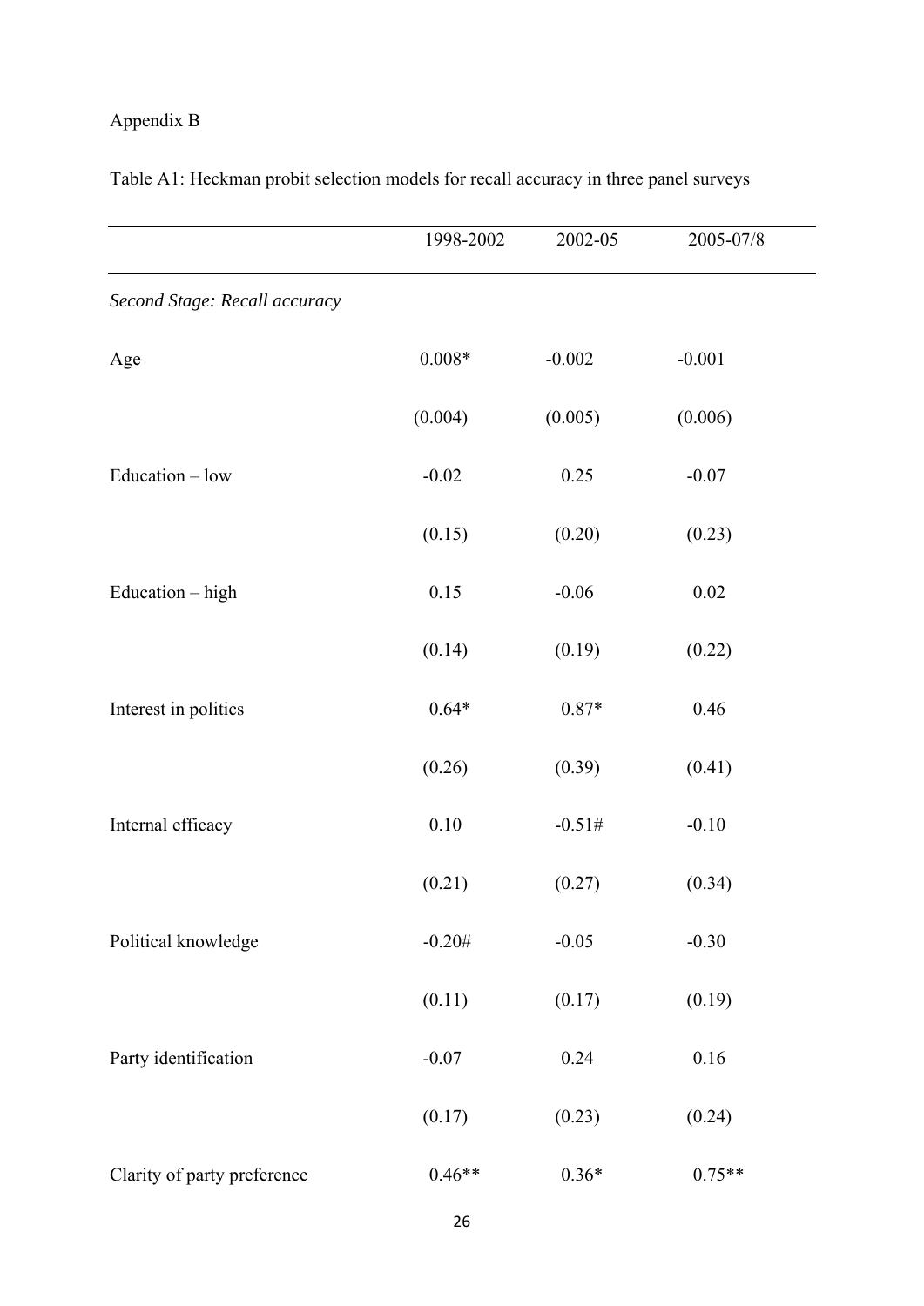Appendix B

Table A1: Heckman probit selection models for recall accuracy in three panel surveys

| | 1998-2002 | 2002-05 | 2005-07/8 |
|---|---|---|---|
| *Second Stage: Recall accuracy* | | | |
| Age | 0.008* | -0.002 | -0.001 |
| | (0.004) | (0.005) | (0.006) |
| Education – low | -0.02 | 0.25 | -0.07 |
| | (0.15) | (0.20) | (0.23) |
| Education – high | 0.15 | -0.06 | 0.02 |
| | (0.14) | (0.19) | (0.22) |
| Interest in politics | 0.64* | 0.87* | 0.46 |
| | (0.26) | (0.39) | (0.41) |
| Internal efficacy | 0.10 | -0.51# | -0.10 |
| | (0.21) | (0.27) | (0.34) |
| Political knowledge | -0.20# | -0.05 | -0.30 |
| | (0.11) | (0.17) | (0.19) |
| Party identification | -0.07 | 0.24 | 0.16 |
| | (0.17) | (0.23) | (0.24) |
| Clarity of party preference | 0.46** | 0.36* | 0.75** |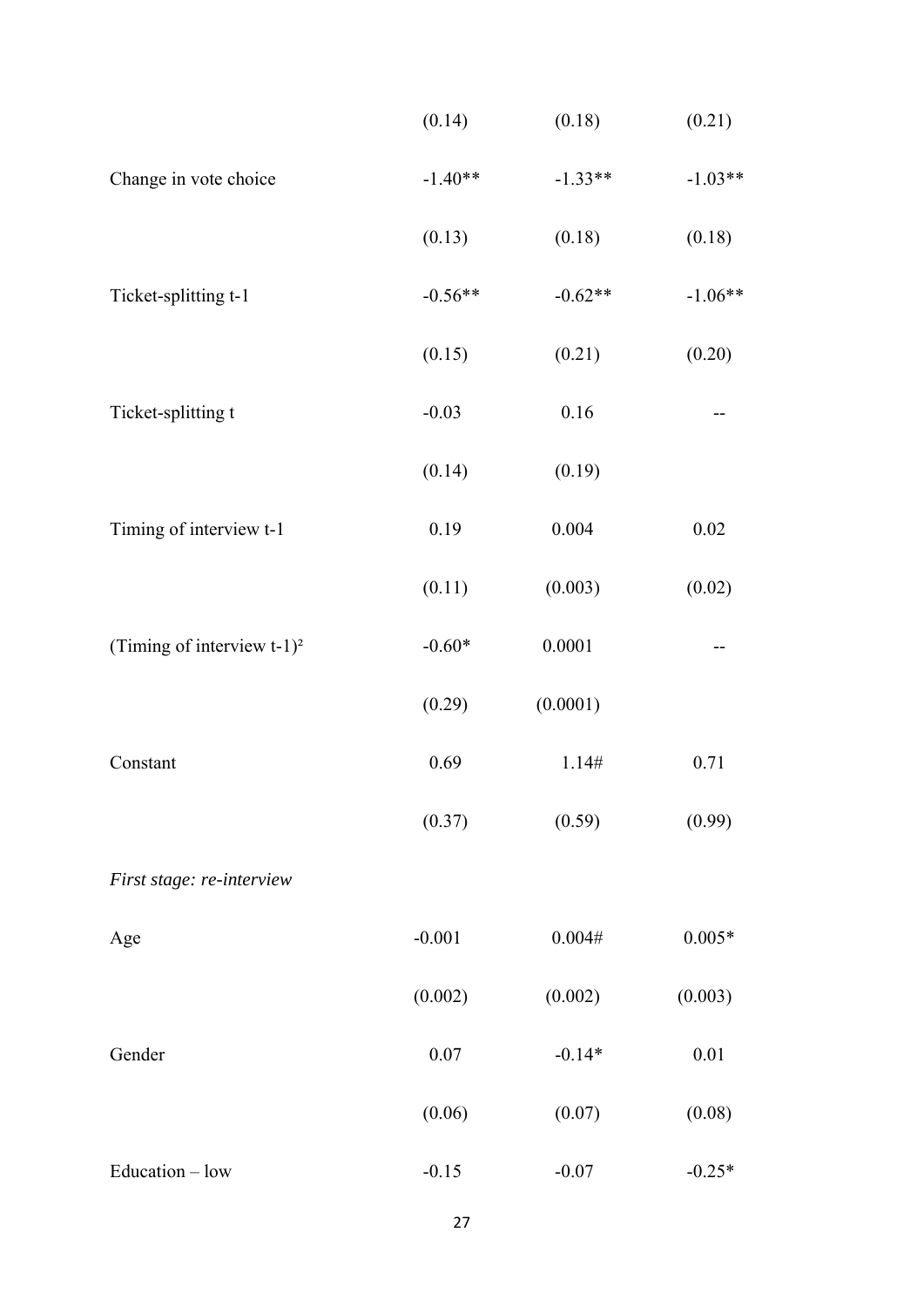| | | | |
|---|---|---|---|
| | (0.14) | (0.18) | (0.21) |
| Change in vote choice | -1.40** | -1.33** | -1.03** |
| | (0.13) | (0.18) | (0.18) |
| Ticket-splitting t-1 | -0.56** | -0.62** | -1.06** |
| | (0.15) | (0.21) | (0.20) |
| Ticket-splitting t | -0.03 | 0.16 | -- |
| | (0.14) | (0.19) | |
| Timing of interview t-1 | 0.19 | 0.004 | 0.02 |
| | (0.11) | (0.003) | (0.02) |
| (Timing of interview t-1)² | -0.60* | 0.0001 | -- |
| | (0.29) | (0.0001) | |
| Constant | 0.69 | 1.14# | 0.71 |
| | (0.37) | (0.59) | (0.99) |
| *First stage: re-interview* | | | |
| Age | -0.001 | 0.004# | 0.005* |
| | (0.002) | (0.002) | (0.003) |
| Gender | 0.07 | -0.14* | 0.01 |
| | (0.06) | (0.07) | (0.08) |
| Education – low | -0.15 | -0.07 | -0.25* |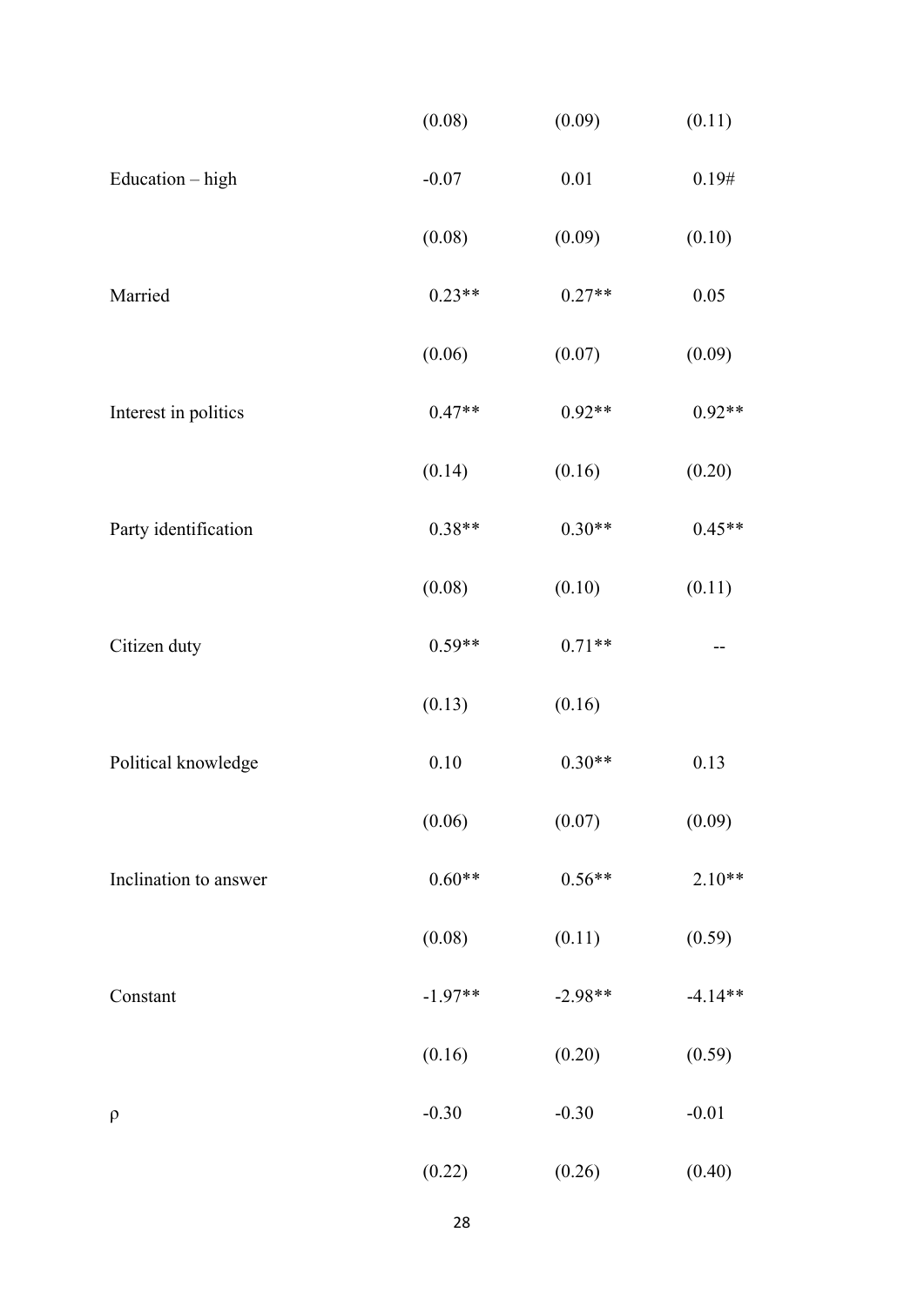| | | | |
|---|---|---|---|
| | (0.08) | (0.09) | (0.11) |
| Education – high | -0.07 | 0.01 | 0.19# |
| | (0.08) | (0.09) | (0.10) |
| Married | 0.23** | 0.27** | 0.05 |
| | (0.06) | (0.07) | (0.09) |
| Interest in politics | 0.47** | 0.92** | 0.92** |
| | (0.14) | (0.16) | (0.20) |
| Party identification | 0.38** | 0.30** | 0.45** |
| | (0.08) | (0.10) | (0.11) |
| Citizen duty | 0.59** | 0.71** | -- |
| | (0.13) | (0.16) | |
| Political knowledge | 0.10 | 0.30** | 0.13 |
| | (0.06) | (0.07) | (0.09) |
| Inclination to answer | 0.60** | 0.56** | 2.10** |
| | (0.08) | (0.11) | (0.59) |
| Constant | -1.97** | -2.98** | -4.14** |
| | (0.16) | (0.20) | (0.59) |
| $\rho$ | -0.30 | -0.30 | -0.01 |
| | (0.22) | (0.26) | (0.40) |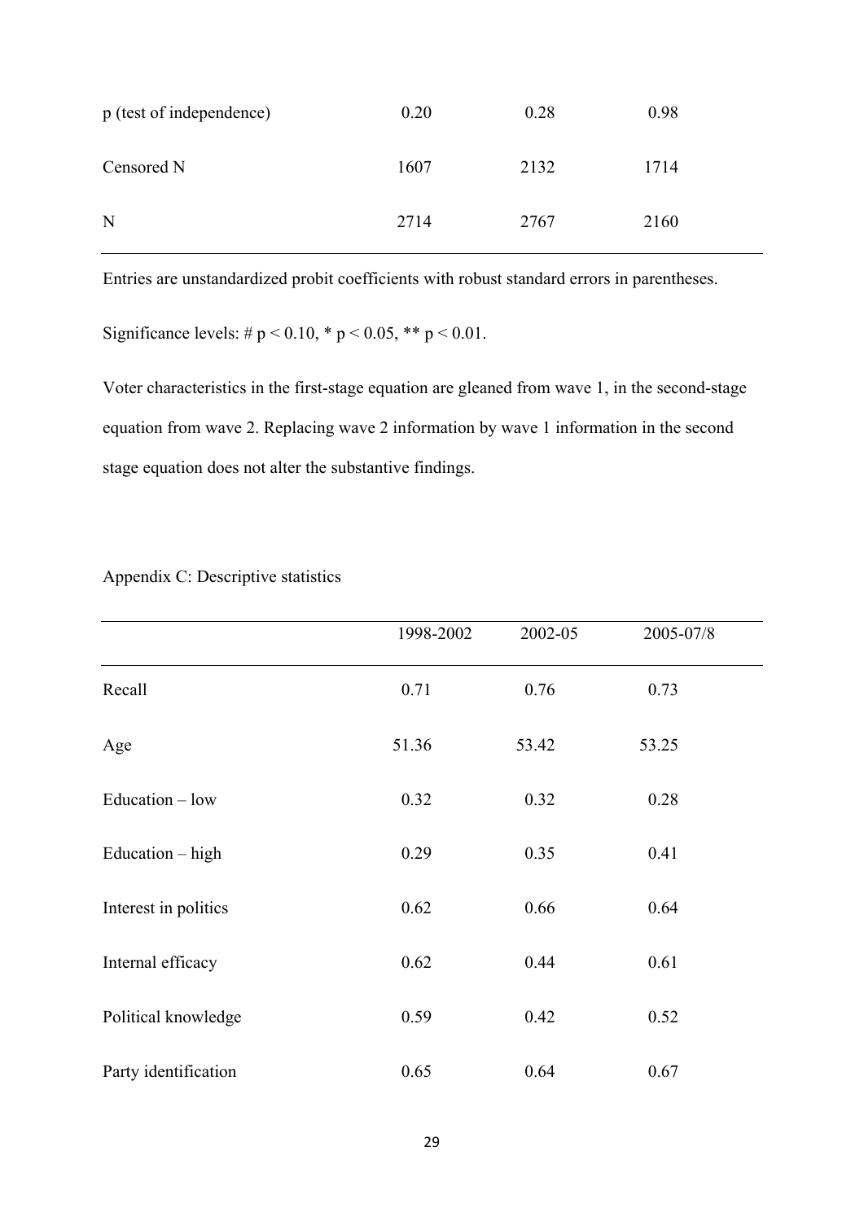| | | | |
|---|---|---|---|
| p (test of independence) | 0.20 | 0.28 | 0.98 |
| Censored N | 1607 | 2132 | 1714 |
| N | 2714 | 2767 | 2160 |

Entries are unstandardized probit coefficients with robust standard errors in parentheses.

Significance levels: # $p < 0.10$, * $p < 0.05$, ** $p < 0.01$.

Voter characteristics in the first-stage equation are gleaned from wave 1, in the second-stage equation from wave 2. Replacing wave 2 information by wave 1 information in the second stage equation does not alter the substantive findings.

Appendix C: Descriptive statistics

| | 1998-2002 | 2002-05 | 2005-07/8 |
|---|---|---|---|
| Recall | 0.71 | 0.76 | 0.73 |
| Age | 51.36 | 53.42 | 53.25 |
| Education – low | 0.32 | 0.32 | 0.28 |
| Education – high | 0.29 | 0.35 | 0.41 |
| Interest in politics | 0.62 | 0.66 | 0.64 |
| Internal efficacy | 0.62 | 0.44 | 0.61 |
| Political knowledge | 0.59 | 0.42 | 0.52 |
| Party identification | 0.65 | 0.64 | 0.67 |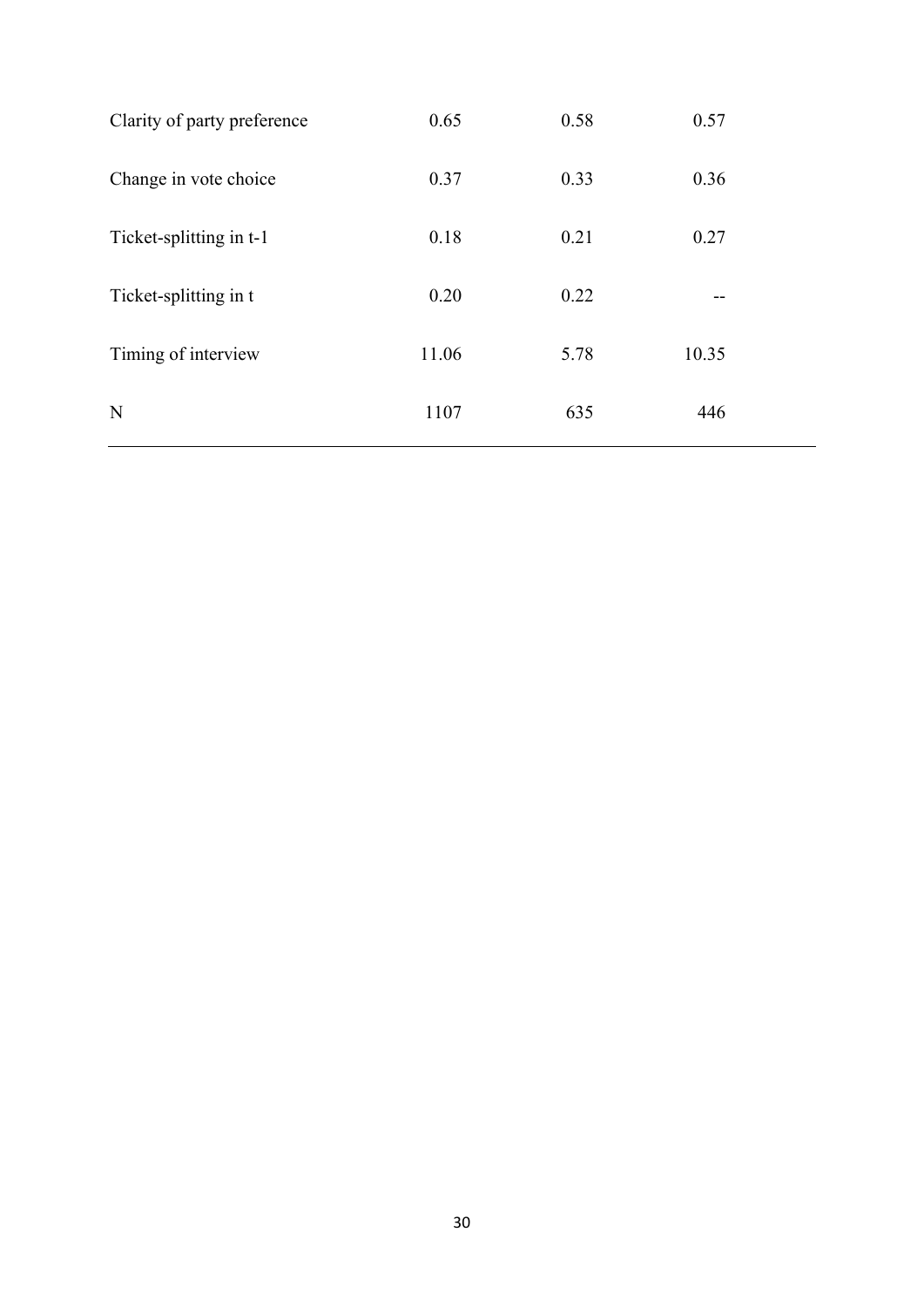| | | | |
|---|---|---|---|
| Clarity of party preference | 0.65 | 0.58 | 0.57 |
| Change in vote choice | 0.37 | 0.33 | 0.36 |
| Ticket-splitting in t-1 | 0.18 | 0.21 | 0.27 |
| Ticket-splitting in t | 0.20 | 0.22 | -- |
| Timing of interview | 11.06 | 5.78 | 10.35 |
| N | 1107 | 635 | 446 |